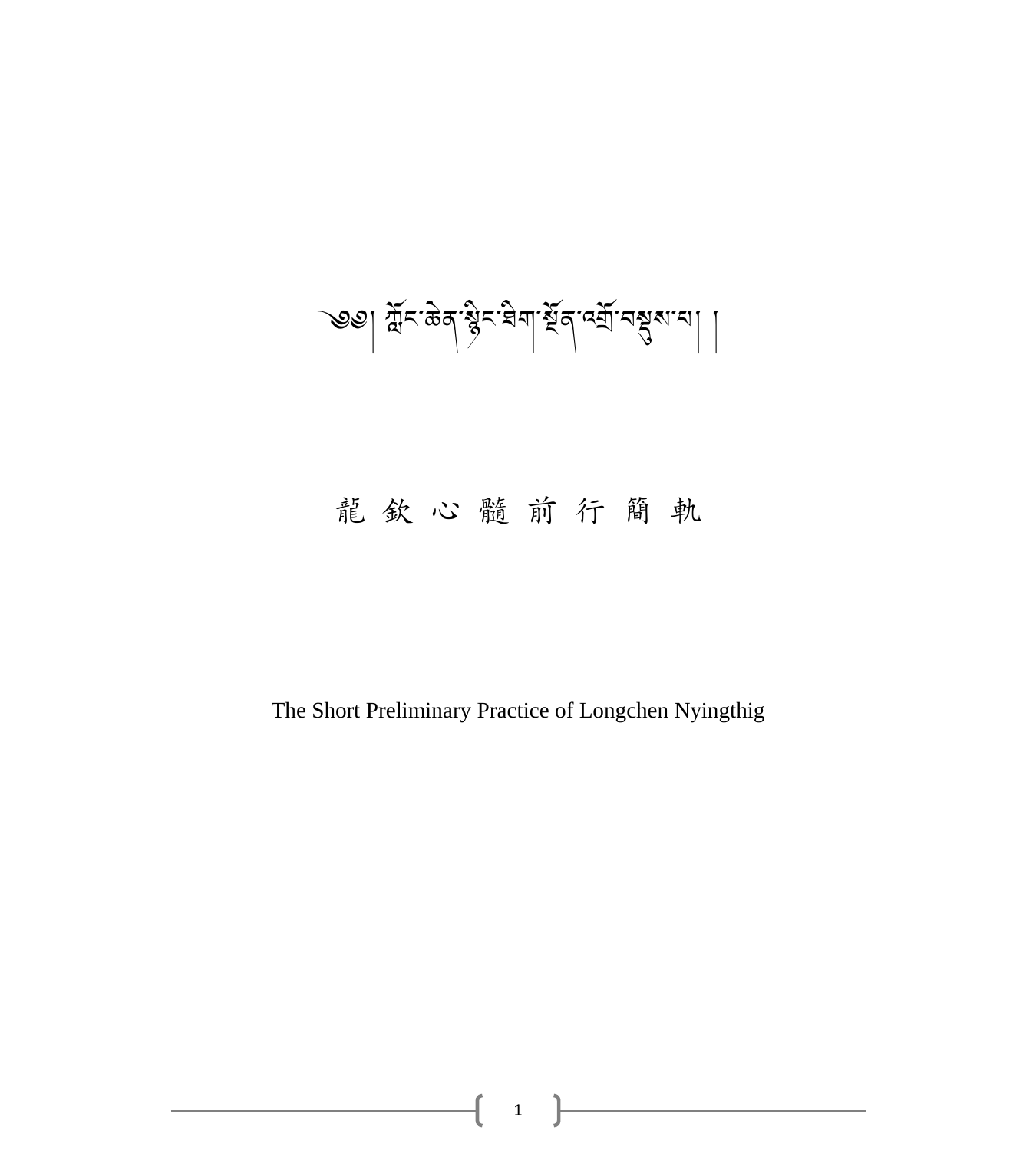# ༄༅། ཀློང་ཆེན་སྙིང་ཐིག་སྔོན་འགྲོ་བསྡུས་པ། །

# 龍 欽 心 髓 前 行 簡 軌

The Short Preliminary Practice of Longchen Nyingthig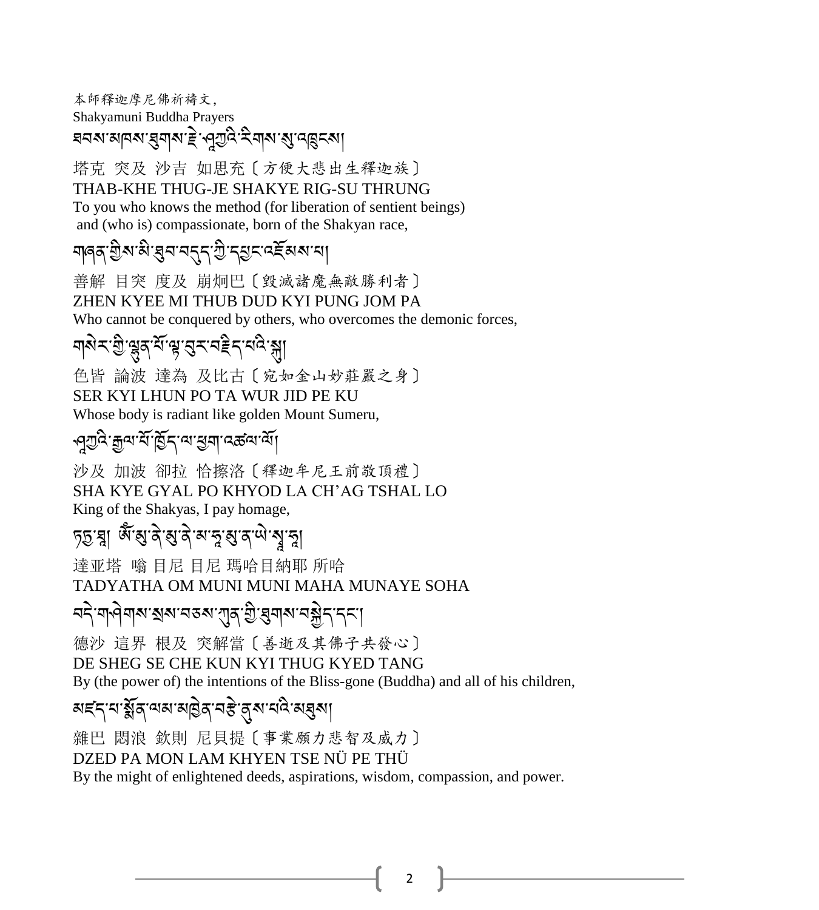本師釋迦摩尼佛祈禱文，
Shakyamuni Buddha Prayers

ཐབས་མཁས་ཐུགས་རྗེ་ཤཱཀྱའི་རིགས་སུ་འཁྲུངས།

塔克 突及 沙吉 如思充〔方便大悲出生釋迦族〕
THAB-KHE THUG-JE SHAKYE RIG-SU THRUNG
To you who knows the method (for liberation of sentient beings) and (who is) compassionate, born of the Shakyan race,

གཞན་གྱིས་མི་ཐུབ་བདུད་ཀྱི་དཔུང་འཇོམས་པ།

善解 目突 度及 崩炯巴〔毀滅諸魔無敵勝利者〕
ZHEN KYEE MI THUB DUD KYI PUNG JOM PA
Who cannot be conquered by others, who overcomes the demonic forces,

གསེར་གྱི་ལྷུན་པོ་ལྟ་བུར་བརྗིད་པའི་སྐུ།

色皆 論波 達為 及比古〔宛如金山妙莊嚴之身〕
SER KYI LHUN PO TA WUR JID PE KU
Whose body is radiant like golden Mount Sumeru,

ཤཱཀྱའི་རྒྱལ་པོ་ཁྱོད་ལ་ཕྱག་འཚལ་ལོ།

沙及 加波 卻拉 恰擦洛〔釋迦牟尼王前敬頂禮〕
SHA KYE GYAL PO KHYOD LA CH'AG TSHAL LO
King of the Shakyas, I pay homage,

ཏདྱ་ཐཱ། ཨོཾ་མུ་ནེ་མུ་ནེ་མ་ཧཱ་མུ་ན་ཡེ་སྭཱ་ཧཱ།

達亚塔 嗡 目尼 目尼 瑪哈目納耶 所哈
TADYATHA OM MUNI MUNI MAHA MUNAYE SOHA

བདེ་གཤེགས་སྲས་བཅས་ཀུན་གྱི་ཐུགས་བསྐྱེད་དང་།

德沙 這界 根及 突解當〔善逝及其佛子共發心〕
DE SHEG SE CHE KUN KYI THUG KYED TANG
By (the power of) the intentions of the Bliss-gone (Buddha) and all of his children,

མཛད་པ་སྨོན་ལམ་མཁྱེན་བརྩེ་ནུས་པའི་མཐུས།

雜巴 悶浪 欽則 尼貝提〔事業願力悲智及威力〕
DZED PA MON LAM KHYEN TSE NÜ PE THÜ
By the might of enlightened deeds, aspirations, wisdom, compassion, and power.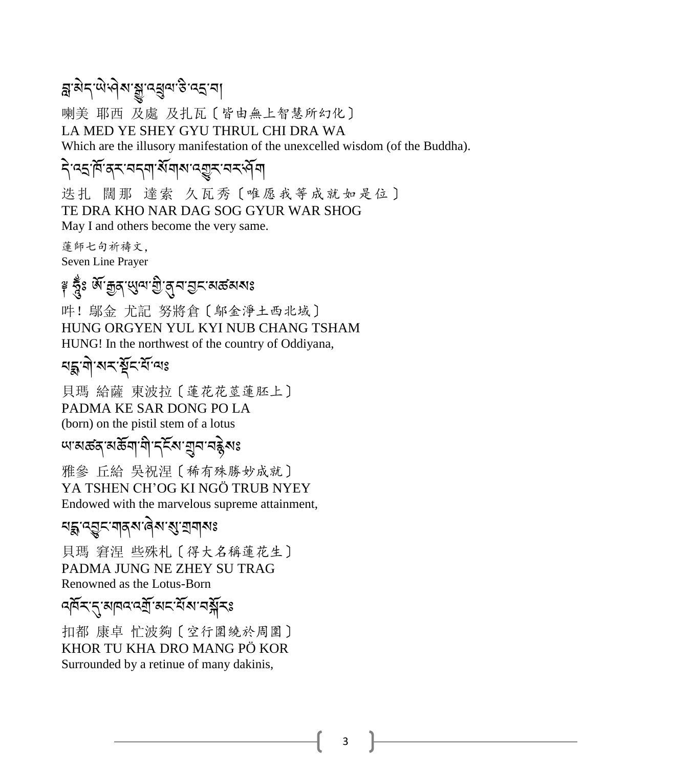བླ་མེད་ཡེ་ཤེས་སྒྱུ་འཕྲུལ་ཅི་འདྲ་བ།

喇美 耶西 及處 及扎瓦〔皆由無上智慧所幻化〕

LA MED YE SHEY GYU THRUL CHI DRA WA

Which are the illusory manifestation of the unexcelled wisdom (of the Buddha).

དེ་འདྲ་ཁོ་ནར་བདག་སོགས་འགྱུར་བར་ཤོག

迭扎 闊那 達索 久瓦秀〔唯愿我等成就如是位〕

TE DRA KHO NAR DAG SOG GYUR WAR SHOG

May I and others become the very same.

蓮師七句祈禱文,

Seven Line Prayer

༄ ཧཱུྃ༔ ཨོ་རྒྱན་ཡུལ་གྱི་ནུབ་བྱང་མཚམས༔

吽! 鄔金 尤記 努將倉〔鄔金淨土西北域〕

HUNG ORGYEN YUL KYI NUB CHANG TSHAM

HUNG! In the northwest of the country of Oddiyana,

པདྨ་གེ་སར་སྡོང་པོ་ལ༔

貝瑪 給薩 東波拉〔蓮花花莖蓮胚上〕

PADMA KE SAR DONG PO LA

(born) on the pistil stem of a lotus

ཡ་མཚན་མཆོག་གི་དངོས་གྲུབ་བརྙེས༔

雅參 丘給 吳祝涅〔稀有殊勝妙成就〕

YA TSHEN CH'OG KI NGÖ TRUB NYEY

Endowed with the marvelous supreme attainment,

པདྨ་འབྱུང་གནས་ཞེས་སུ་གྲགས༔

貝瑪 窘涅 些殊札〔得大名稱蓮花生〕

PADMA JUNG NE ZHEY SU TRAG

Renowned as the Lotus-Born

འཁོར་དུ་མཁའ་འགྲོ་མང་པོས་བསྐོར༔

扣都 康卓 忙波夠〔空行圍繞於周圍〕

KHOR TU KHA DRO MANG PÖ KOR

Surrounded by a retinue of many dakinis,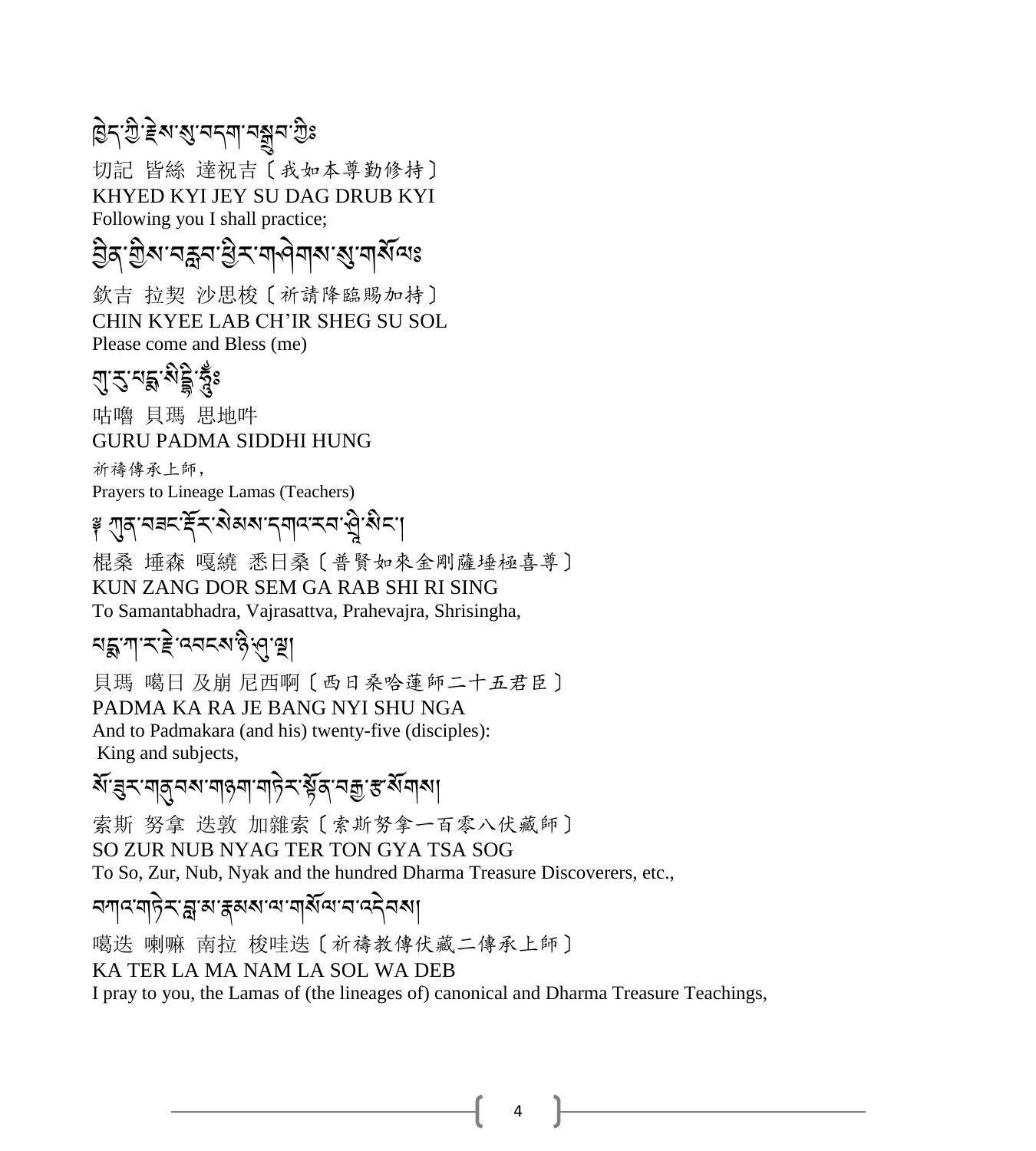ཁྱེད་ཀྱི་རྗེས་སུ་བདག་བསྒྲུབ་ཀྱིས༔

切記 皆絲 達祝吉〔我如本尊勤修持〕
KHYED KYI JEY SU DAG DRUB KYI
Following you I shall practice;

བྱིན་གྱིས་བརླབ་ཕྱིར་གཤེགས་སུ་གསོལ༔

欽吉 拉契 沙思梭〔祈請降臨賜加持〕
CHIN KYEE LAB CH'IR SHEG SU SOL
Please come and Bless (me)

གུ་རུ་པདྨ་སིདྡྷི་ཧཱུྃ༔

咕嚕 貝瑪 思地吽
GURU PADMA SIDDHI HUNG

祈禱傳承上師，
Prayers to Lineage Lamas (Teachers)

༄ ཀུན་བཟང་རྡོར་སེམས་དགའ་རབ་ཤྲཱི་སིང་།

棍桑 埵森 嘎繞 悉日桑〔普賢如來金剛薩埵極喜尊〕
KUN ZANG DOR SEM GA RAB SHI RI SING
To Samantabhadra, Vajrasattva, Prahevajra, Shrisingha,

པདྨ་ཀ་ར་རྗེ་འབངས་ཉི་ཤུ་ལྔ།

貝瑪 噶日 及崩 尼西啊〔西日桑哈蓮師二十五君臣〕
PADMA KA RA JE BANG NYI SHU NGA
And to Padmakara (and his) twenty-five (disciples):
King and subjects,

སོ་ཟུར་གནུབས་གཉག་གཏེར་སྟོན་བརྒྱ་ཙ་སོགས།

索斯 努拿 迭敦 加雜索〔索斯努拿一百零八伏藏師〕
SO ZUR NUB NYAG TER TON GYA TSA SOG
To So, Zur, Nub, Nyak and the hundred Dharma Treasure Discoverers, etc.,

བཀའ་གཏེར་བླ་མ་རྣམས་ལ་གསོལ་བ་འདེབས།

噶迭 喇嘛 南拉 梭哇迭〔祈禱教傳伏藏二傳承上師〕
KA TER LA MA NAM LA SOL WA DEB
I pray to you, the Lamas of (the lineages of) canonical and Dharma Treasure Teachings,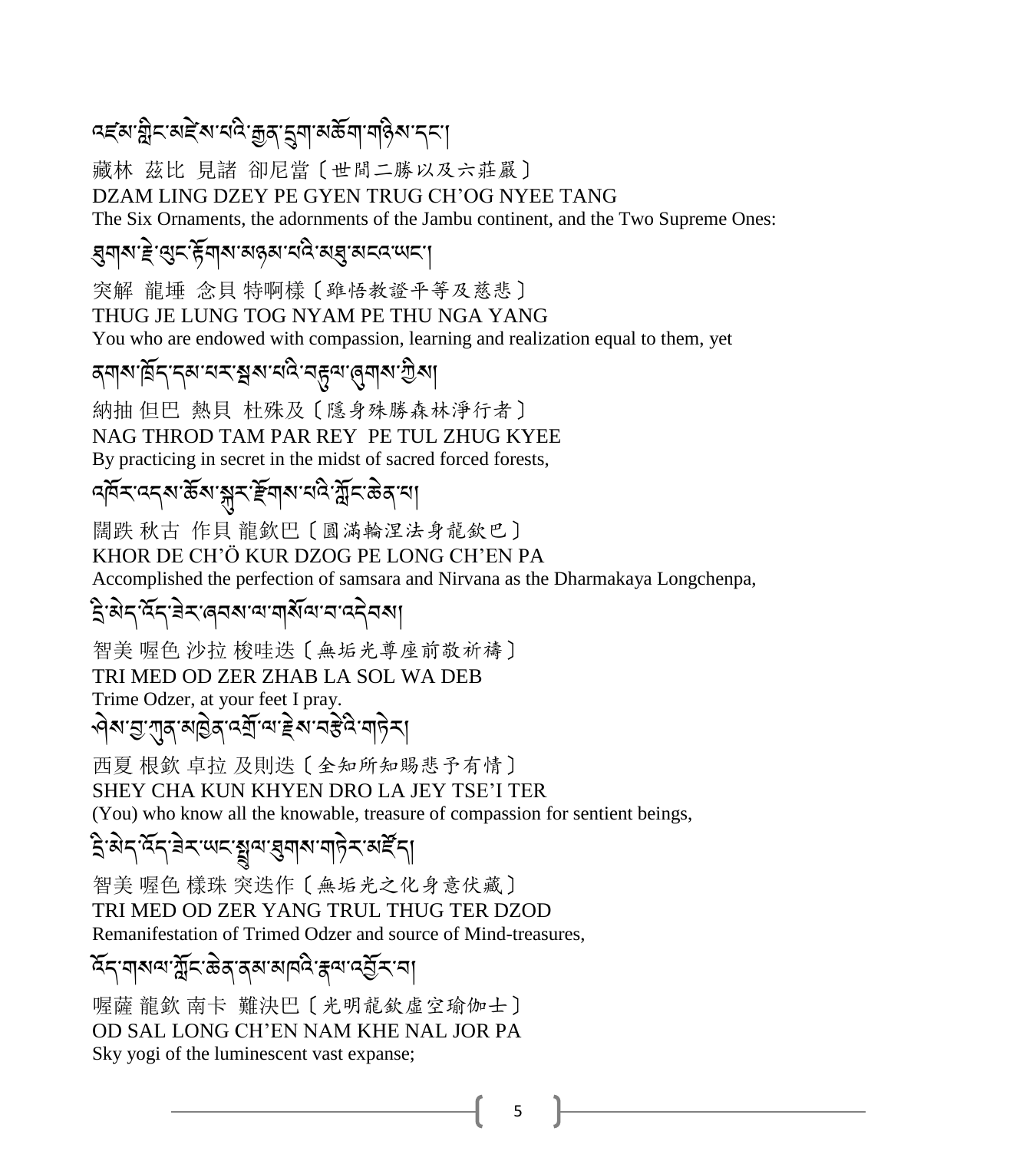འཛམ་གླིང་མཛེས་པའི་རྒྱན་དྲུག་མཆོག་གཉིས་དང་།

藏林 兹比 見諸 卻尼當〔世間二勝以及六莊嚴〕

DZAM LING DZEY PE GYEN TRUG CH'OG NYEE TANG

The Six Ornaments, the adornments of the Jambu continent, and the Two Supreme Ones:

ཐུགས་རྗེ་ལུང་རྟོགས་མཉམ་པའི་མཐུ་མངའ་ཡང་།

突解 龍埵 念貝 特啊樣〔雖悟教證平等及慈悲〕

THUG JE LUNG TOG NYAM PE THU NGA YANG

You who are endowed with compassion, learning and realization equal to them, yet

ནགས་ཁྲོད་དམ་པར་སྟེས་པའི་བརྟུལ་ཞུགས་ཀྱིས།

納抽 但巴 熱貝 杜殊及〔隱身殊勝森林淨行者〕

NAG THROD TAM PAR REY  PE TUL ZHUG KYEE

By practicing in secret in the midst of sacred forced forests,

འཁོར་འདས་ཆོས་སྐུར་རྫོགས་པའི་ཀློང་ཆེན་པ།

闊跌 秋古 作貝 龍欽巴〔圓滿輪涅法身龍欽巴〕

KHOR DE CH'Ö KUR DZOG PE LONG CH'EN PA

Accomplished the perfection of samsara and Nirvana as the Dharmakaya Longchenpa,

དྲི་མེད་འོད་ཟེར་ཞབས་ལ་གསོལ་བ་འདེབས།

智美 喔色 沙拉 梭哇迭〔無垢光尊座前敬祈禱〕

TRI MED OD ZER ZHAB LA SOL WA DEB

Trime Odzer, at your feet I pray.

ཤེས་བྱ་ཀུན་མཁྱེན་འགྲོ་ལ་རྗེས་བརྩེའི་གཏེར།

西夏 根欽 卓拉 及則迭〔全知所知賜悲予有情〕

SHEY CHA KUN KHYEN DRO LA JEY TSE'I TER

(You) who know all the knowable, treasure of compassion for sentient beings,

དྲི་མེད་འོད་ཟེར་ཡང་སྤྲུལ་ཐུགས་གཏེར་མཛོད།

智美 喔色 樣珠 突迭作〔無垢光之化身意伏藏〕

TRI MED OD ZER YANG TRUL THUG TER DZOD

Remanifestation of Trimed Odzer and source of Mind-treasures,

འོད་གསལ་ཀློང་ཆེན་ནམ་མཁའི་རྣལ་འབྱོར་པ།

喔薩 龍欽 南卡 難決巴〔光明龍欽虛空瑜伽士〕

OD SAL LONG CH'EN NAM KHE NAL JOR PA

Sky yogi of the luminescent vast expanse;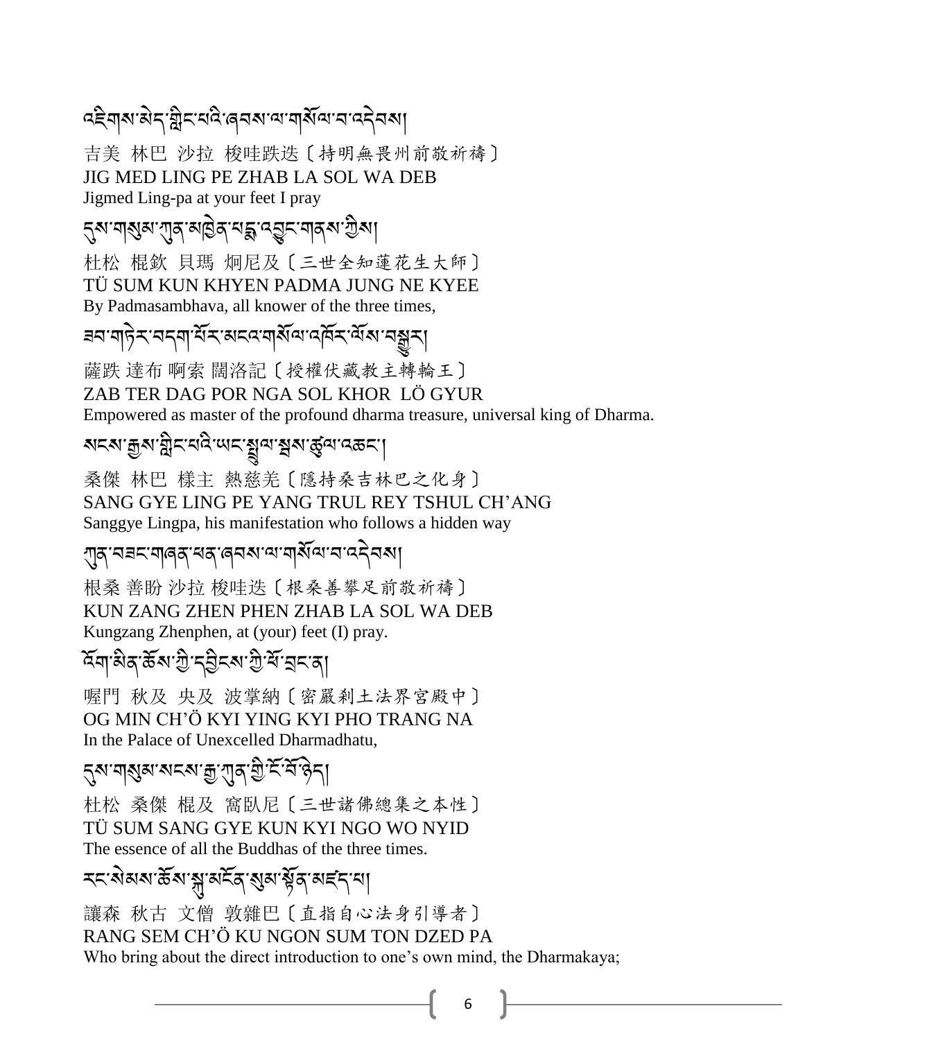འཇིགས་མེད་གླིང་པའི་ཞབས་ལ་གསོལ་བ་འདེབས།

吉美 林巴 沙拉 梭哇跌迭〔持明無畏州前敬祈禱〕
JIG MED LING PE ZHAB LA SOL WA DEB
Jigmed Ling-pa at your feet I pray

དུས་གསུམ་ཀུན་མཁྱེན་པདྨ་འབྱུང་གནས་ཀྱིས།

杜松 棍欽 貝瑪 炯尼及〔三世全知蓮花生大師〕
TÜ SUM KUN KHYEN PADMA JUNG NE KYEE
By Padmasambhava, all knower of the three times,

ཟབ་གཏེར་བདག་པོར་མངའ་གསོལ་འཁོར་ལོས་བསྒྱུར།

薩跌 達布 啊索 闊洛記〔授權伏藏教主轉輪王〕
ZAB TER DAG POR NGA SOL KHOR LÖ GYUR
Empowered as master of the profound dharma treasure, universal king of Dharma.

སངས་རྒྱས་གླིང་པའི་ཡང་སྤྲུལ་སྦས་ཚུལ་འཆང་།

桑傑 林巴 樣主 熱慈羌〔隱持桑吉林巴之化身〕
SANG GYE LING PE YANG TRUL REY TSHUL CH'ANG
Sanggye Lingpa, his manifestation who follows a hidden way

ཀུན་བཟང་གཞན་ཕན་ཞབས་ལ་གསོལ་བ་འདེབས།

根桑 善盼 沙拉 梭哇迭〔根桑善攀足前敬祈禱〕
KUN ZANG ZHEN PHEN ZHAB LA SOL WA DEB
Kungzang Zhenphen, at (your) feet (I) pray.

འོག་མིན་ཆོས་ཀྱི་དབྱིངས་ཀྱི་ཕོ་བྲང་ན།

喔門 秋及 央及 波掌納〔密嚴刹土法界宮殿中〕
OG MIN CH'Ö KYI YING KYI PHO TRANG NA
In the Palace of Unexcelled Dharmadhatu,

དུས་གསུམ་སངས་རྒྱ་ཀུན་གྱི་ངོ་བོ་ཉིད།

杜松 桑傑 棍及 窩臥尼〔三世諸佛總集之本性〕
TÜ SUM SANG GYE KUN KYI NGO WO NYID
The essence of all the Buddhas of the three times.

རང་སེམས་ཆོས་སྐུ་མངོན་སུམ་སྟོན་མཛད་པ།

讓森 秋古 文僧 敦雜巴〔直指自心法身引導者〕
RANG SEM CH'Ö KU NGON SUM TON DZED PA
Who bring about the direct introduction to one's own mind, the Dharmakaya;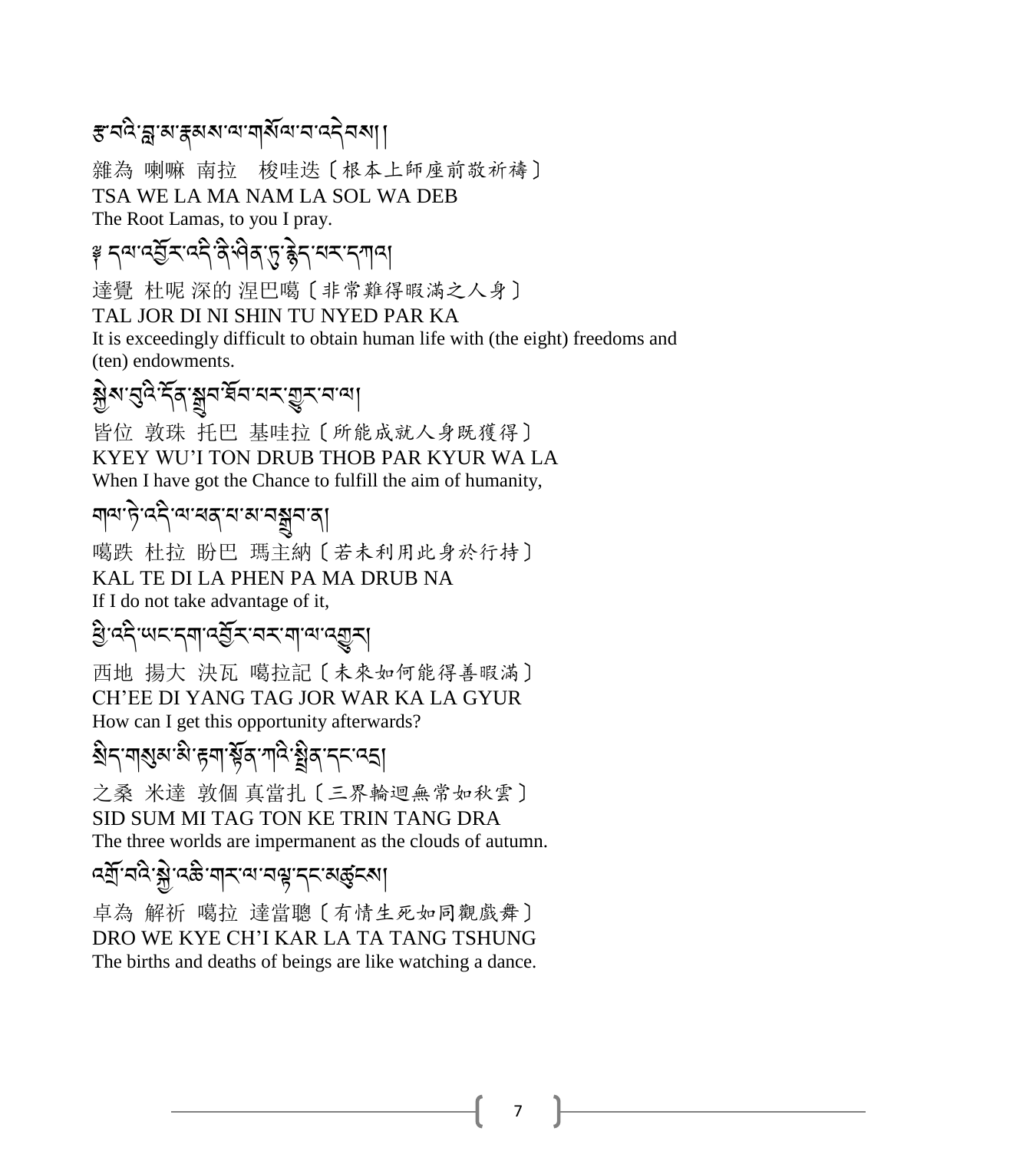རྩ་བའི་བླ་མ་རྣམས་ལ་གསོལ་བ་འདེབས།།

雜為 喇嘛 南拉　梭哇迭〔根本上師座前敬祈禱〕
TSA WE LA MA NAM LA SOL WA DEB
The Root Lamas, to you I pray.

༈ དལ་འབྱོར་འདི་ནི་ཤིན་ཏུ་རྙེད་པར་དཀའ།

達覺 杜呢 深的 涅巴噶〔非常難得暇滿之人身〕
TAL JOR DI NI SHIN TU NYED PAR KA
It is exceedingly difficult to obtain human life with (the eight) freedoms and (ten) endowments.

སྐྱེས་བུའི་དོན་སྒྲུབ་ཐོབ་པར་གྱུར་བ་ལ།

皆位 敦珠 托巴 基哇拉〔所能成就人身既獲得〕
KYEY WU'I TON DRUB THOB PAR KYUR WA LA
When I have got the Chance to fulfill the aim of humanity,

གལ་ཏེ་འདི་ལ་ཕན་པ་མ་བསྒྲུབ་ན།

噶跌 杜拉 盼巴 瑪主納〔若未利用此身於行持〕
KAL TE DI LA PHEN PA MA DRUB NA
If I do not take advantage of it,

ཕྱི་འདི་ཡང་དག་འབྱོར་བར་ག་ལ་འགྱུར།

西地 揚大 決瓦 噶拉記〔未來如何能得善暇滿〕
CH'EE DI YANG TAG JOR WAR KA LA GYUR
How can I get this opportunity afterwards?

སྲིད་གསུམ་མི་རྟག་སྟོན་ཀའི་སྤྲིན་དང་འདྲ།

之桑 米達 敦個 真當扎〔三界輪迴無常如秋雲〕
SID SUM MI TAG TON KE TRIN TANG DRA
The three worlds are impermanent as the clouds of autumn.

འགྲོ་བའི་སྐྱེ་འཆི་གར་ལ་བལྟ་དང་མཚུངས།

卓為 解祈 噶拉 達當聰〔有情生死如同觀戲舞〕
DRO WE KYE CH'I KAR LA TA TANG TSHUNG
The births and deaths of beings are like watching a dance.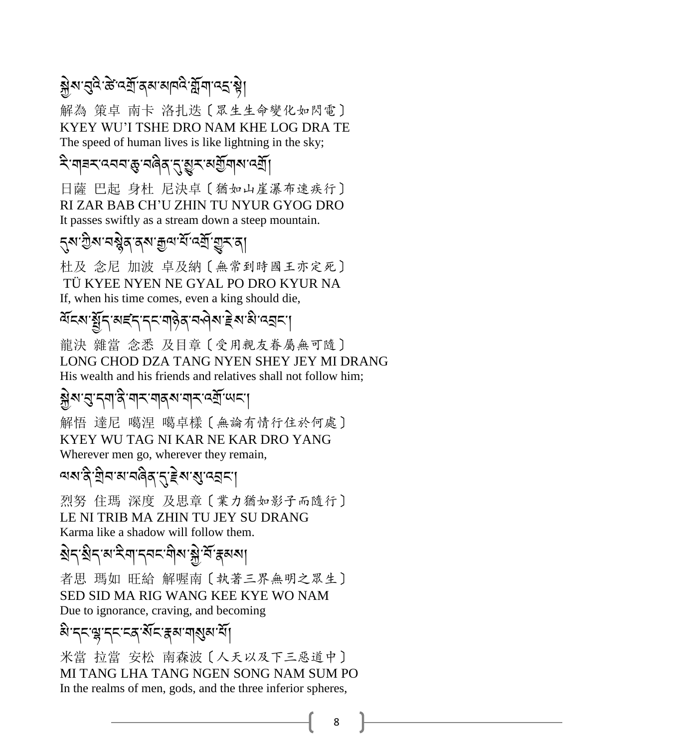སྐྱེས་བུའི་ཚེ་འགྲོ་ནམ་མཁའི་གློག་འདྲ་སྟེ།

解為 策卓 南卡 洛扎迭〔眾生生命變化如閃電〕
KYEY WU'I TSHE DRO NAM KHE LOG DRA TE
The speed of human lives is like lightning in the sky;

རི་གཟར་འབབ་ཆུ་བཞིན་དུ་མྱུར་མགྱོགས་འགྲོ།

日薩 巴起 身杜 尼決卓〔猶如山崖瀑布速疾行〕
RI ZAR BAB CH'U ZHIN TU NYUR GYOG DRO
It passes swiftly as a stream down a steep mountain.

དུས་ཀྱིས་བསྙེན་ནས་རྒྱལ་པོ་འགྲོ་གྱུར་ན།

杜及 念尼 加波 卓及納〔無常到時國王亦定死〕
TÜ KYEE NYEN NE GYAL PO DRO KYUR NA
If, when his time comes, even a king should die,

ལོངས་སྤྱོད་མཛད་དང་གཉེན་བཤེས་རྗེས་མི་འབྲང་།

龍決 雜當 念悉 及目章〔受用親友眷屬無可隨〕
LONG CHOD DZA TANG NYEN SHEY JEY MI DRANG
His wealth and his friends and relatives shall not follow him;

སྐྱེས་བུ་དག་ནི་གར་གནས་གར་འགྲོ་ཡང་།

解悟 達尼 噶涅 噶卓樣〔無論有情行住於何處〕
KYEY WU TAG NI KAR NE KAR DRO YANG
Wherever men go, wherever they remain,

ལས་ནི་གྲིབ་མ་བཞིན་དུ་རྗེས་སུ་འབྲང་།

烈努 住瑪 深度 及思章〔業力猶如影子而隨行〕
LE NI TRIB MA ZHIN TU JEY SU DRANG
Karma like a shadow will follow them.

སྲིད་སྲིད་མ་རིག་དབང་གིས་སྐྱེ་བོ་རྣམས།

者思 瑪如 旺給 解喔南〔執著三界無明之眾生〕
SED SID MA RIG WANG KEE KYE WO NAM
Due to ignorance, craving, and becoming

མི་དང་ལྷ་དང་ངན་སོང་རྣམ་གསུམ་པོ།

米當 拉當 安松 南森波〔人天以及下三惡道中〕
MI TANG LHA TANG NGEN SONG NAM SUM PO
In the realms of men, gods, and the three inferior spheres,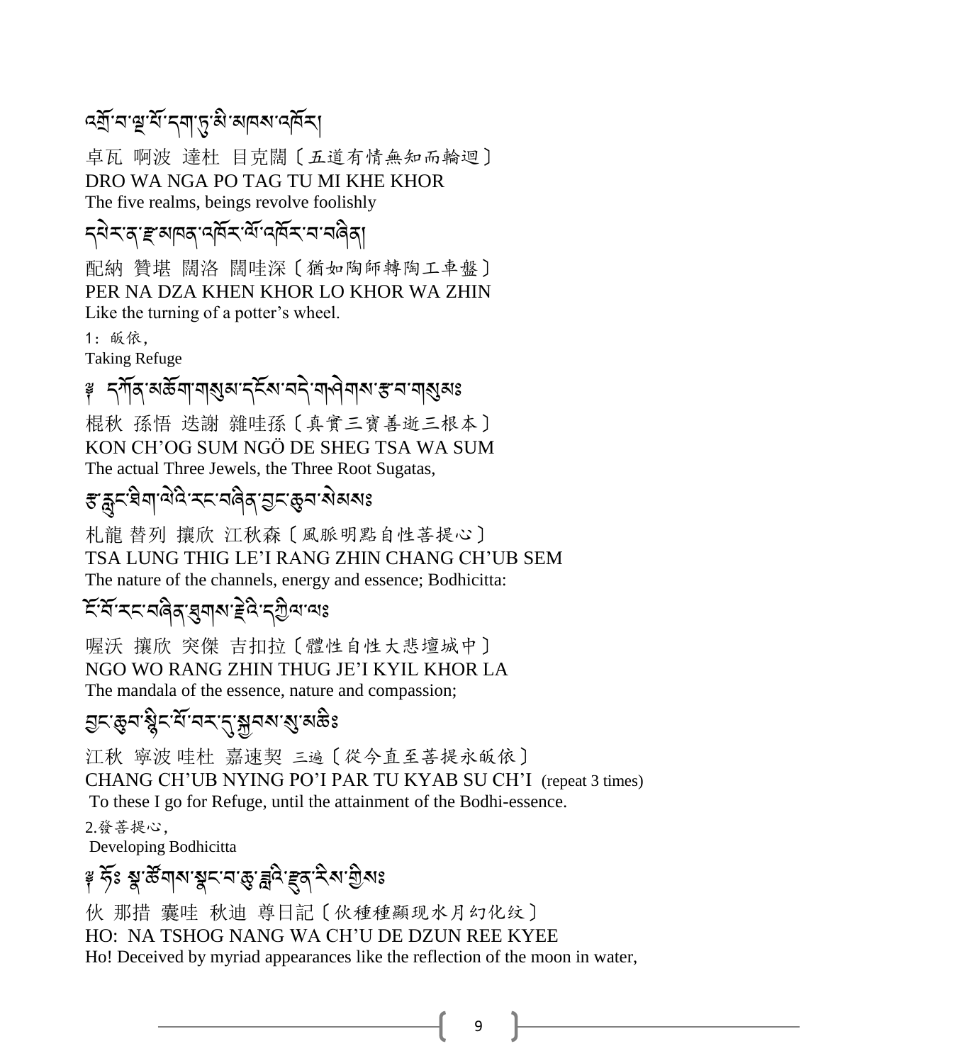འགྲོ་བ་ལྔ་པོ་དག་ཏུ་མི་མཁས་འཁོར།

卓瓦 啊波 達杜 目克闊〔五道有情無知而輪迴〕
DRO WA NGA PO TAG TU MI KHE KHOR
The five realms, beings revolve foolishly

དཔེར་ན་རྫ་མཁན་འཁོར་ལོ་འཁོར་བ་བཞིན།

配納 贊堪 闊洛 闊哇深〔猶如陶師轉陶工車盤〕
PER NA DZA KHEN KHOR LO KHOR WA ZHIN
Like the turning of a potter's wheel.

1：皈依，
Taking Refuge

༄ དཀོན་མཆོག་གསུམ་དངོས་བདེ་གཤེགས་རྩ་བ་གསུམ༔

棍秋 孫悟 迭謝 雜哇孫〔真實三寶善逝三根本〕
KON CH'OG SUM NGÖ DE SHEG TSA WA SUM
The actual Three Jewels, the Three Root Sugatas,

རྩ་རླུང་ཐིག་ལེའི་རང་བཞིན་བྱང་ཆུབ་སེམས༔

札龍 替列 攘欣 江秋森〔風脈明點自性菩提心〕
TSA LUNG THIG LE'I RANG ZHIN CHANG CH'UB SEM
The nature of the channels, energy and essence; Bodhicitta:

ངོ་བོ་རང་བཞིན་ཐུགས་རྗེའི་དཀྱིལ་ལ༔

喔沃 攘欣 突傑 吉扣拉〔體性自性大悲壇城中〕
NGO WO RANG ZHIN THUG JE'I KYIL KHOR LA
The mandala of the essence, nature and compassion;

བྱང་ཆུབ་སྙིང་པོ་བར་དུ་སྐྱབས་སུ་མཆི༔

江秋 寧波 哇杜 嘉速契 三遍〔從今直至菩提永皈依〕
CHANG CH'UB NYING PO'I PAR TU KYAB SU CH'I (repeat 3 times)
To these I go for Refuge, until the attainment of the Bodhi-essence.

2.發菩提心，
Developing Bodhicitta

༄ ཧོཿ སྣ་ཚོགས་སྣང་བ་ཆུ་ཟླའི་རྫུན་རིས་ཀྱིས༔

伙 那措 囊哇 秋迪 尊日記〔伙種種顯现水月幻化纹〕
HO: NA TSHOG NANG WA CH'U DE DZUN REE KYEE
Ho! Deceived by myriad appearances like the reflection of the moon in water,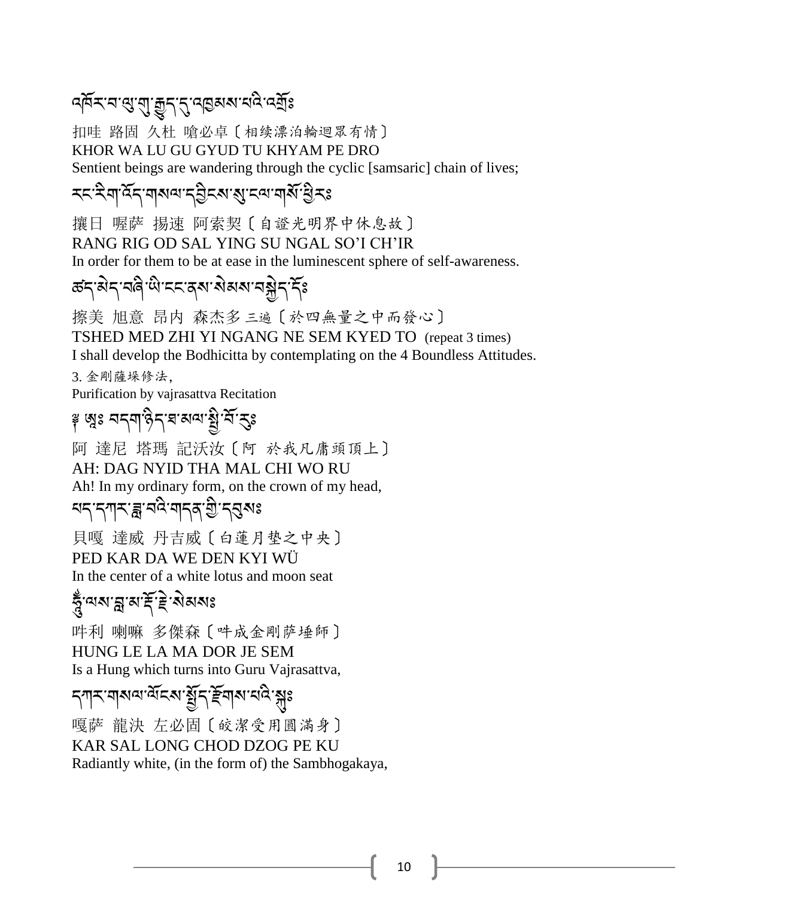འཁོར་བ་ལུ་གུ་རྒྱུད་དུ་འཁྱམས་པའི་འགྲོ༔

扣哇 路固 久杜 嗆必卓〔相续漂泊輪迴眾有情〕
KHOR WA LU GU GYUD TU KHYAM PE DRO
Sentient beings are wandering through the cyclic [samsaric] chain of lives;

རང་རིག་འོད་གསལ་དབྱིངས་སུ་ངལ་གསོ་ཕྱིར༔

攘日 喔薩 揚速 阿索契〔自證光明界中休息故〕
RANG RIG OD SAL YING SU NGAL SO'I CH'IR
In order for them to be at ease in the luminescent sphere of self-awareness.

ཚད་མེད་བཞི་ཡི་ངང་ནས་སེམས་བསྐྱེད་དོ༔

擦美 旭意 昂內 森杰多 三遍〔於四無量之中而發心〕
TSHED MED ZHI YI NGANG NE SEM KYED TO (repeat 3 times)
I shall develop the Bodhicitta by contemplating on the 4 Boundless Attitudes.

3. 金剛薩埵修法,
Purification by vajrasattva Recitation

༈ ཨཱཿ བདག་ཉིད་ཐ་མལ་སྤྱི་བོ་རུ༔

阿 達尼 塔瑪 記沃汝〔阿 於我凡庸頭頂上〕
AH: DAG NYID THA MAL CHI WO RU
Ah! In my ordinary form, on the crown of my head,

པད་དཀར་ཟླ་བའི་གདན་གྱི་དབུས༔

貝嘎 達威 丹吉威〔白蓮月墊之中央〕
PED KAR DA WE DEN KYI WÜ
In the center of a white lotus and moon seat

ཧཱུྃ་ལས་བླ་མ་རྡོ་རྗེ་སེམས༔

吽利 喇嘛 多傑森〔吽成金剛薩埵師〕
HUNG LE LA MA DOR JE SEM
Is a Hung which turns into Guru Vajrasattva,

དཀར་གསལ་ལོངས་སྤྱོད་རྫོགས་པའི་སྐུ༔

嘎薩 龍決 左必固〔皎潔受用圓滿身〕
KAR SAL LONG CHOD DZOG PE KU
Radiantly white, (in the form of) the Sambhogakaya,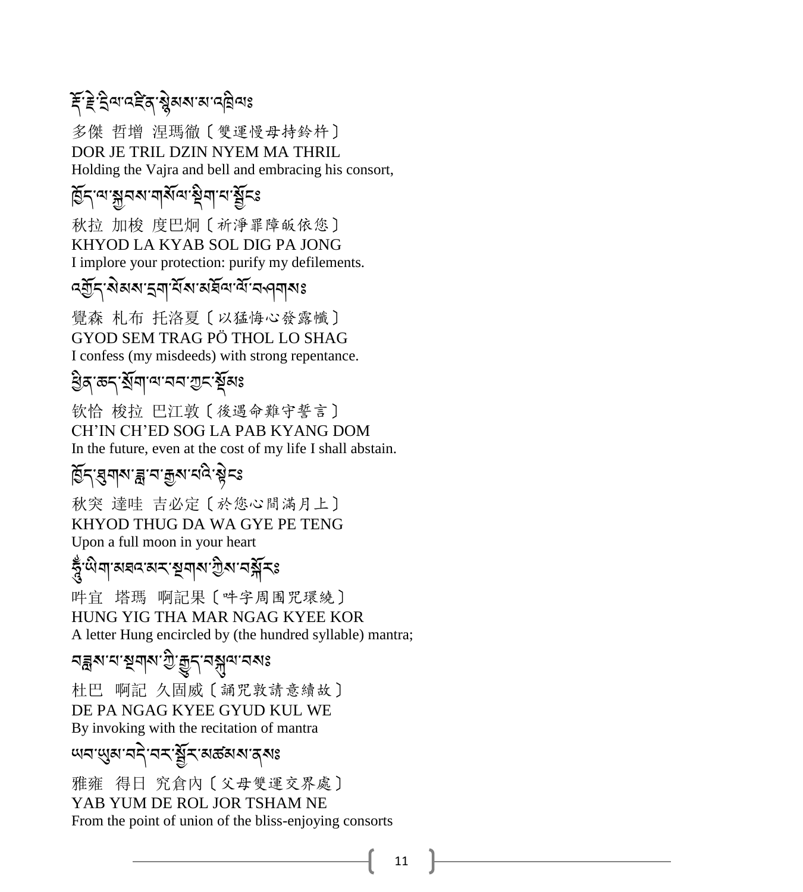རྡོ་རྗེ་དྲིལ་འཛིན་སྙེམས་མ་འཁྲིལ༔

多傑 哲增 涅瑪徹〔雙運慢母持鈴杵〕
DOR JE TRIL DZIN NYEM MA THRIL
Holding the Vajra and bell and embracing his consort,

ཁྱོད་ལ་སྐྱབས་གསོལ་སྡིག་པ་སྦྱོངས༔

秋拉 加梭 度巴炯〔祈淨罪障皈依您〕
KHYOD LA KYAB SOL DIG PA JONG
I implore your protection: purify my defilements.

འགྱོད་སེམས་དྲག་པོས་མཐོལ་ལོ་བཤགས༔

覺森 札布 托洛夏〔以猛悔心發露懺〕
GYOD SEM TRAG PÖ THOL LO SHAG
I confess (my misdeeds) with strong repentance.

ཕྱིན་ཆད་སྲོག་ལ་བབ་ཀྱང་སྡོམ༔

钦恰 梭拉 巴江敦〔後遇命難守誓言〕
CH'IN CH'ED SOG LA PAB KYANG DOM
In the future, even at the cost of my life I shall abstain.

ཁྱོད་ཐུགས་ཟླ་བ་རྒྱས་པའི་སྟེང༔

秋突 達哇 吉必定〔於您心間滿月上〕
KHYOD THUG DA WA GYE PE TENG
Upon a full moon in your heart

ཧཱུྃ་ཡིག་མཐའ་མར་སྔགས་ཀྱིས་བསྐོར༔

吽宜 塔瑪 啊記果〔吽字周圍咒環繞〕
HUNG YIG THA MAR NGAG KYEE KOR
A letter Hung encircled by (the hundred syllable) mantra;

བཟླས་པ་སྔགས་ཀྱི་རྒྱུད་བསྐུལ་བས༔

杜巴 啊記 久固威〔誦咒敦請意續故〕
DE PA NGAG KYEE GYUD KUL WE
By invoking with the recitation of mantra

ཡབ་ཡུམ་བདེ་བར་སྦྱོར་མཚམས་ནས༔

雅雍 得日 究倉內〔父母雙運交界處〕
YAB YUM DE ROL JOR TSHAM NE
From the point of union of the bliss-enjoying consorts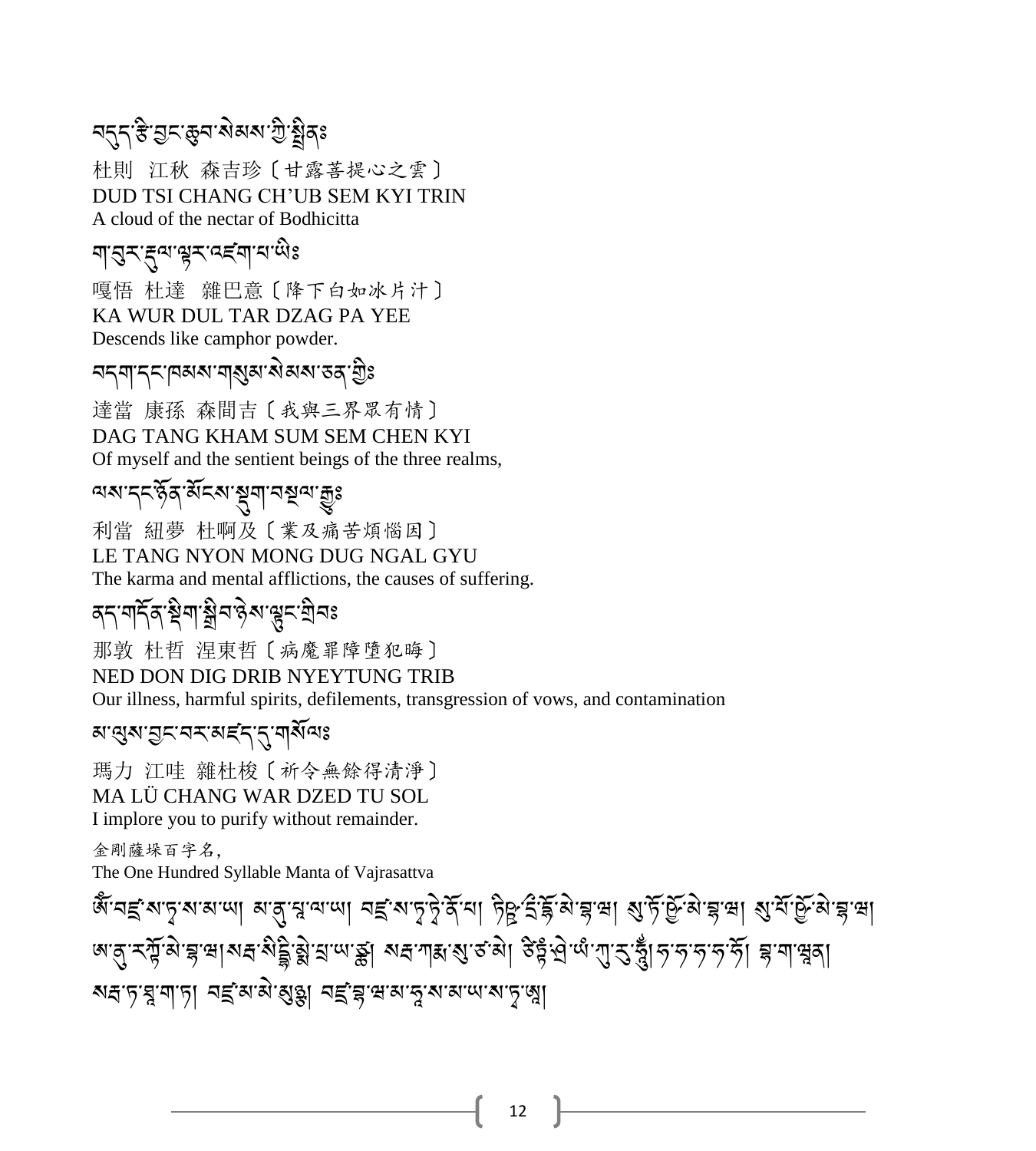བདུད་རྩི་བྱང་ཆུབ་སེམས་ཀྱི་སྤྲིན༔

杜則 江秋 森吉珍〔甘露菩提心之雲〕

DUD TSI CHANG CH'UB SEM KYI TRIN

A cloud of the nectar of Bodhicitta

ག་བུར་རྡུལ་ལྟར་འཛག་པ་ཡིས༔

嘎悟 杜達 雜巴意〔降下白如冰片汁〕

KA WUR DUL TAR DZAG PA YEE

Descends like camphor powder.

བདག་དང་ཁམས་གསུམ་སེམས་ཅན་གྱིས༔

達當 康孫 森間吉〔我與三界眾有情〕

DAG TANG KHAM SUM SEM CHEN KYI

Of myself and the sentient beings of the three realms,

ལས་དང་ཉོན་མོངས་སྡུག་བསྔལ་རྒྱུ༔

利當 紐夢 杜啊及〔業及痛苦煩惱因〕

LE TANG NYON MONG DUG NGAL GYU

The karma and mental afflictions, the causes of suffering.

ནད་གདོན་སྡིག་སྒྲིབ་ཉེས་ལྟུང་གྲིབ༔

那敦 杜哲 涅東哲〔病魔罪障墮犯晦〕

NED DON DIG DRIB NYEYTUNG TRIB

Our illness, harmful spirits, defilements, transgression of vows, and contamination

མ་ལུས་བྱང་བར་མཛད་དུ་གསོལ༔

瑪力 江哇 雜杜梭〔祈令無餘得清淨〕

MA LÜ CHANG WAR DZED TU SOL

I implore you to purify without remainder.

金剛薩埵百字名，

The One Hundred Syllable Manta of Vajrasattva

ཨོཾ་བཛྲ་སཏྭ་ས་མ་ཡ། མ་ནུ་པཱ་ལ་ཡ། བཛྲ་སཏྭ་ཏྭེ་ནོ་པ། ཏིཥྛ་དྲི་ཌྷོ་མེ་བྷ་ཝ། སུ་ཏོ་ཥྱོ་མེ་བྷ་ཝ། སུ་པོ་ཥྱོ་མེ་བྷ་ཝ། ཨ་ནུ་རཀྟོ་མེ་བྷ་ཝ། སརྦ་སིདྡྷི་མྨེ་པྲ་ཡ་ཙྪ། སརྦ་ཀརྨ་སུ་ཙ་མེ། ཙིཏྟཾ་ཤྲེ་ཡཿ་ཀུ་རུ་ཧཱུྃ། ཧ་ཧ་ཧ་ཧ་ཧོ། བྷ་ག་ཝཱན། སརྦ་ཏ་ཐཱ་ག་ཏ། བཛྲ་མཱ་མེ་མུཉྩ། བཛྲཱི་བྷ་ཝ་མ་ཧཱ་ས་མ་ཡ་ས་ཏྭ་ཨཱཿ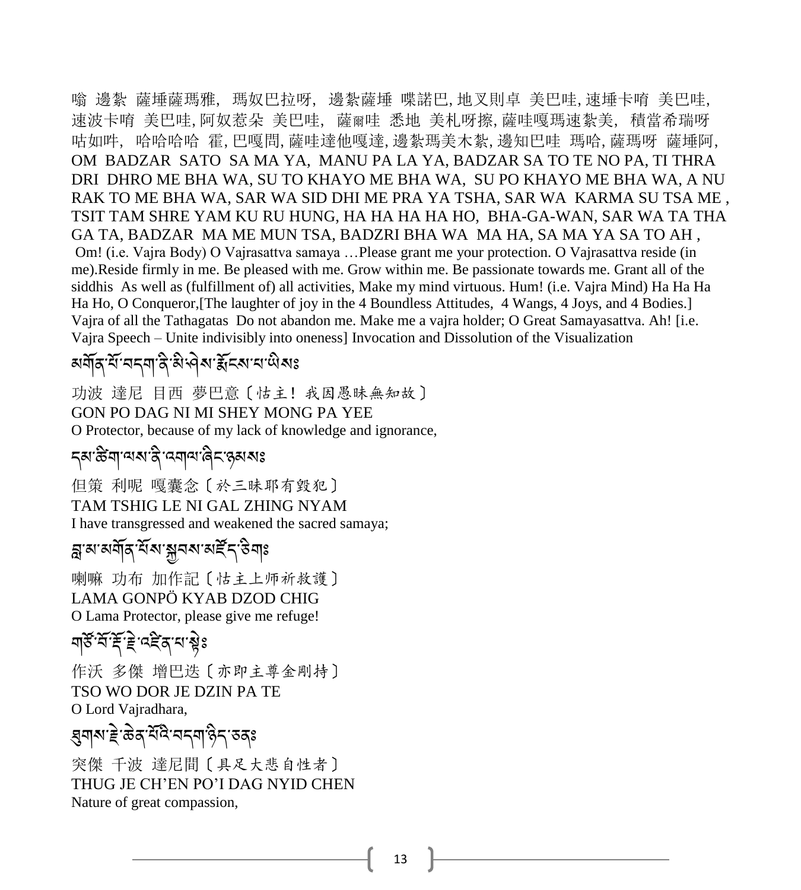嗡 邊紮 薩埵薩瑪雅，瑪奴巴拉呀，邊紮薩埵 喋諾巴, 地叉則卓 美巴哇, 速埵卡唷 美巴哇, 速波卡唷 美巴哇, 阿奴惹朵 美巴哇， 薩爾哇 悉地 美札呀擦, 薩哇嘎瑪速紮美， 積當希瑞呀 咕如吽， 哈哈哈哈 霍, 巴嘎問, 薩哇達他嘎達, 邊紮瑪美木紮, 邊知巴哇 瑪哈, 薩瑪呀 薩埵阿,

OM BADZAR SATO SA MA YA, MANU PA LA YA, BADZAR SA TO TE NO PA, TI THRA DRI DHRO ME BHA WA, SU TO KHAYO ME BHA WA, SU PO KHAYO ME BHA WA, A NU RAK TO ME BHA WA, SAR WA SID DHI ME PRA YA TSHA, SAR WA KARMA SU TSA ME , TSIT TAM SHRE YAM KU RU HUNG, HA HA HA HA HO, BHA-GA-WAN, SAR WA TA THA GA TA, BADZAR MA ME MUN TSA, BADZRI BHA WA MA HA, SA MA YA SA TO AH ,

Om! (i.e. Vajra Body) O Vajrasattva samaya …Please grant me your protection. O Vajrasattva reside (in me).Reside firmly in me. Be pleased with me. Grow within me. Be passionate towards me. Grant all of the siddhis As well as (fulfillment of) all activities, Make my mind virtuous. Hum! (i.e. Vajra Mind) Ha Ha Ha Ha Ho, O Conqueror,[The laughter of joy in the 4 Boundless Attitudes, 4 Wangs, 4 Joys, and 4 Bodies.] Vajra of all the Tathagatas Do not abandon me. Make me a vajra holder; O Great Samayasattva. Ah! [i.e. Vajra Speech – Unite indivisibly into oneness] Invocation and Dissolution of the Visualization

མགོན་པོ་བདག་ནི་མི་ཤེས་རྨོངས་པ་ཡིསཿ

功波 達尼 目西 夢巴意〔怙主！我因愚昧無知故〕

GON PO DAG NI MI SHEY MONG PA YEE

O Protector, because of my lack of knowledge and ignorance,

དམ་ཚིག་ལས་ནི་འགལ་ཞིང་ཉམསཿ

但策 利呢 嘎囊念〔於三昧耶有毀犯〕

TAM TSHIG LE NI GAL ZHING NYAM

I have transgressed and weakened the sacred samaya;

བླ་མ་མགོན་པོས་སྐྱབས་མཛོད་ཅིགཿ

喇嘛 功布 加作記〔怙主上师祈救護〕

LAMA GONPÖ KYAB DZOD CHIG

O Lama Protector, please give me refuge!

གཙོ་བོ་རྡོ་རྗེ་འཛིན་པ་སྟེཿ

作沃 多傑 增巴迭〔亦即主尊金剛持〕

TSO WO DOR JE DZIN PA TE

O Lord Vajradhara,

ཐུགས་རྗེ་ཆེན་པོའི་བདག་ཉིད་ཅནཿ

突傑 千波 達尼間〔具足大悲自性者〕

THUG JE CH'EN PO'I DAG NYID CHEN

Nature of great compassion,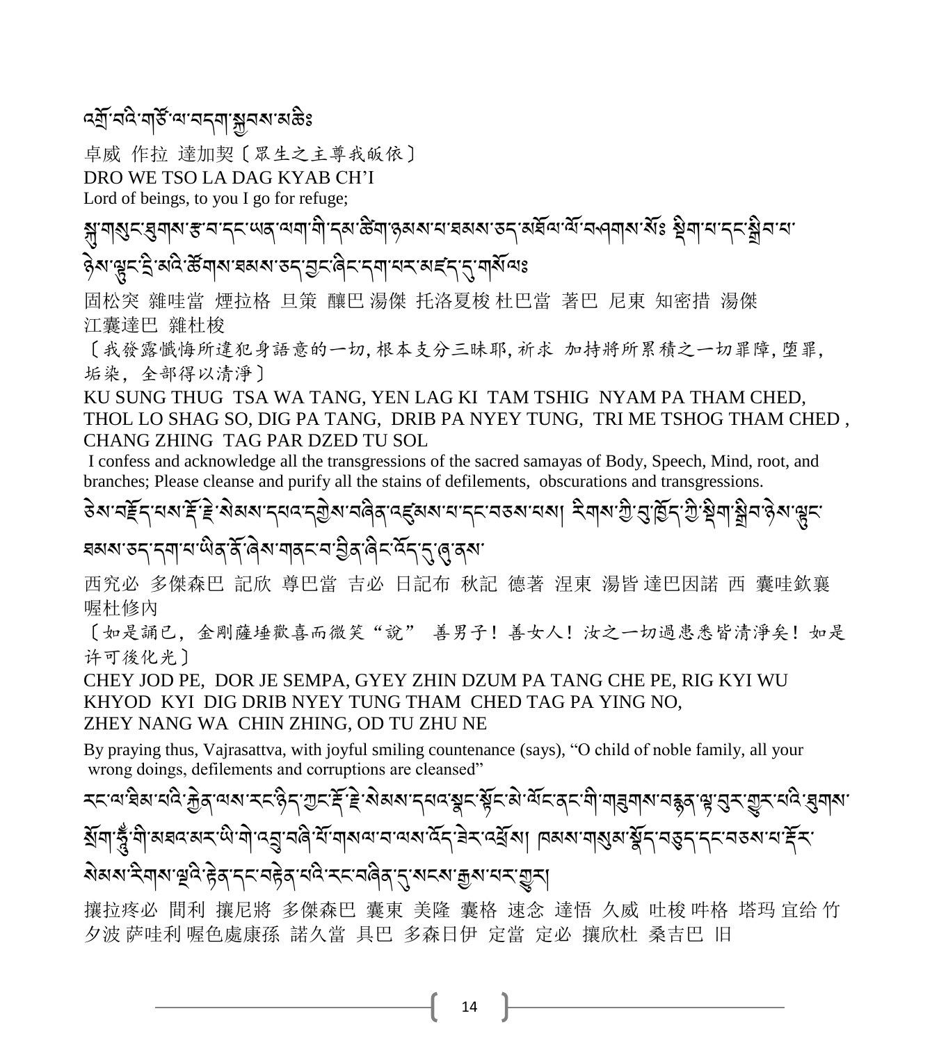འགྲོ་བའི་གཙོ་ལ་བདག་སྐྱབས་མཆིཿ

卓威 作拉 達加契〔眾生之主尊我皈依〕
DRO WE TSO LA DAG KYAB CH'I
Lord of beings, to you I go for refuge;

སྐུ་གསུང་ཐུགས་རྩ་བ་དང་ཡན་ལག་གི་དམ་ཚིག་ཉམས་པ་ཐམས་ཅད་མཐོལ་ལོ་བཤགས་སོཿ སྡིག་པ་དང་སྒྲིབ་པ་ཉེས་ལྟུང་དྲི་མའི་ཚོགས་ཐམས་ཅད་བྱང་ཞིང་དག་པར་མཛད་དུ་གསོལཿ

固松突 雜哇當 煙拉格 旦策 釀巴 湯傑 托洛夏梭 杜巴當 著巴 尼東 知密措 湯傑 江囊達巴 雜杜梭

〔我發露懺悔所違犯身語意的一切，根本支分三昧耶，祈求 加持將所累積之一切罪障，墮罪，垢染，全部得以清淨〕

KU SUNG THUG TSA WA TANG, YEN LAG KI TAM TSHIG NYAM PA THAM CHED, THOL LO SHAG SO, DIG PA TANG, DRIB PA NYEY TUNG, TRI ME TSHOG THAM CHED , CHANG ZHING TAG PAR DZED TU SOL

I confess and acknowledge all the transgressions of the sacred samayas of Body, Speech, Mind, root, and branches; Please cleanse and purify all the stains of defilements, obscurations and transgressions.

ཅེས་བརྗོད་པས་རྡོ་རྗེ་སེམས་དཔའ་དགྱེས་བཞིན་འཛུམས་པ་དང་བཅས་པས། རིགས་ཀྱི་བུ་ཁྱོད་ཀྱི་སྡིག་སྒྲིབ་ཉེས་ལྟུང་ཐམས་ཅད་དག་པ་ཡིན་ནོ་ཞེས་གནང་བ་བྱིན་ཞིང་འོད་དུ་ཞུ་ནས་

西究必 多傑森巴 記欣 尊巴當 吉必 日記布 秋記 德著 涅東 湯皆 達巴因諾 西 囊哇欽襄 喔杜修內

〔如是誦已，金剛薩埵歡喜而微笑"說" 善男子！善女人！汝之一切過患悉皆清淨矣！如是许可後化光〕

CHEY JOD PE, DOR JE SEMPA, GYEY ZHIN DZUM PA TANG CHE PE, RIG KYI WU KHYOD KYI DIG DRIB NYEY TUNG THAM CHED TAG PA YING NO, ZHEY NANG WA CHIN ZHING, OD TU ZHU NE

By praying thus, Vajrasattva, with joyful smiling countenance (says), "O child of noble family, all your wrong doings, defilements and corruptions are cleansed"

རང་ལ་ཐིམ་པའི་རྐྱེན་ལས་རང་ཉིད་ཀྱང་རྡོ་རྗེ་སེམས་དཔའ་སྣང་སྟོང་མེ་ལོང་ནང་གི་གཟུགས་བརྙན་ལྟ་བུར་གྱུར་པའི་ཐུགས་སྲོག་ཧཱུྃ་གི་མཐའ་མར་ཡི་གེ་འབྲུ་བཞི་པོ་གསལ་བ་ལས་འོད་ཟེར་འཕྲོས། ཁམས་གསུམ་སྣོད་བཅུད་དང་བཅས་པ་རྡོར་སེམས་རིགས་ལྔའི་རྟེན་དང་བརྟེན་པའི་རང་བཞིན་དུ་སངས་རྒྱས་པར་གྱུར།

攘拉疼必 間利 攘尼將 多傑森巴 囊東 美隆 囊格 速念 達悟 久威 吐梭 吽格 塔玛 宜给 竹夕波 萨哇利 喔色處康孫 諾久當 具巴 多森日伊 定當 定必 攘欣杜 桑吉巴 旧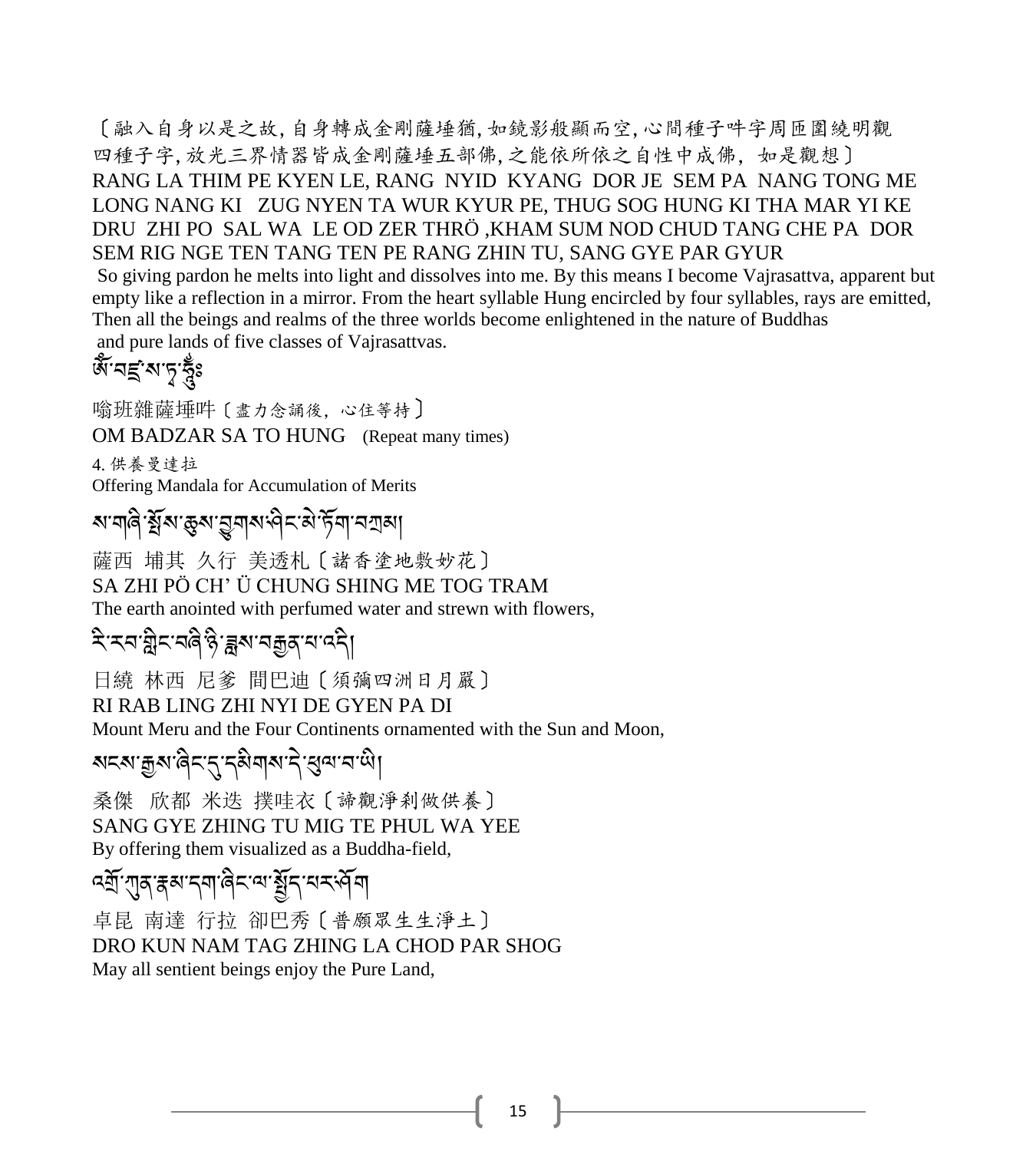〔融入自身以是之故，自身轉成金剛薩埵猶，如鏡影般顯而空，心間種子吽字周匝圍繞明觀四種子字，放光三界情器皆成金剛薩埵五部佛，之能依所依之自性中成佛，如是觀想〕
RANG LA THIM PE KYEN LE, RANG NYID KYANG DOR JE SEM PA NANG TONG ME LONG NANG KI ZUG NYEN TA WUR KYUR PE, THUG SOG HUNG KI THA MAR YI KE DRU ZHI PO SAL WA LE OD ZER THRÖ ,KHAM SUM NOD CHUD TANG CHE PA DOR SEM RIG NGE TEN TANG TEN PE RANG ZHIN TU, SANG GYE PAR GYUR

So giving pardon he melts into light and dissolves into me. By this means I become Vajrasattva, apparent but empty like a reflection in a mirror. From the heart syllable Hung encircled by four syllables, rays are emitted, Then all the beings and realms of the three worlds become enlightened in the nature of Buddhas and pure lands of five classes of Vajrasattvas.

ཨོཾ་བཛྲ་ས་ཏྭ་ཧཱུྃ༔

嗡班雜薩埵吽〔盡力念誦後，心住等持〕
OM BADZAR SA TO HUNG (Repeat many times)

4. 供養曼達拉
Offering Mandala for Accumulation of Merits

ས་གཞི་སྤོས་ཆུས་བྱུགས་ཤིང་མེ་ཏོག་བཀྲམ།

薩西 埔其 久行 美透札〔諸香塗地敷妙花〕
SA ZHI PÖ CH' Ü CHUNG SHING ME TOG TRAM
The earth anointed with perfumed water and strewn with flowers,

རི་རབ་གླིང་བཞི་ཉི་ཟླས་བརྒྱན་པ་འདི།

日繞 林西 尼爹 間巴迪〔須彌四洲日月嚴〕
RI RAB LING ZHI NYI DE GYEN PA DI
Mount Meru and the Four Continents ornamented with the Sun and Moon,

སངས་རྒྱས་ཞིང་དུ་དམིགས་དེ་ཕུལ་བ་ཡི།

桑傑 欣都 米迭 撲哇衣〔諦觀淨剎做供養〕
SANG GYE ZHING TU MIG TE PHUL WA YEE
By offering them visualized as a Buddha-field,

འགྲོ་ཀུན་རྣམ་དག་ཞིང་ལ་སྤྱོད་པར་ཤོག

卓昆 南達 行拉 卻巴秀〔普願眾生生淨土〕
DRO KUN NAM TAG ZHING LA CHOD PAR SHOG
May all sentient beings enjoy the Pure Land,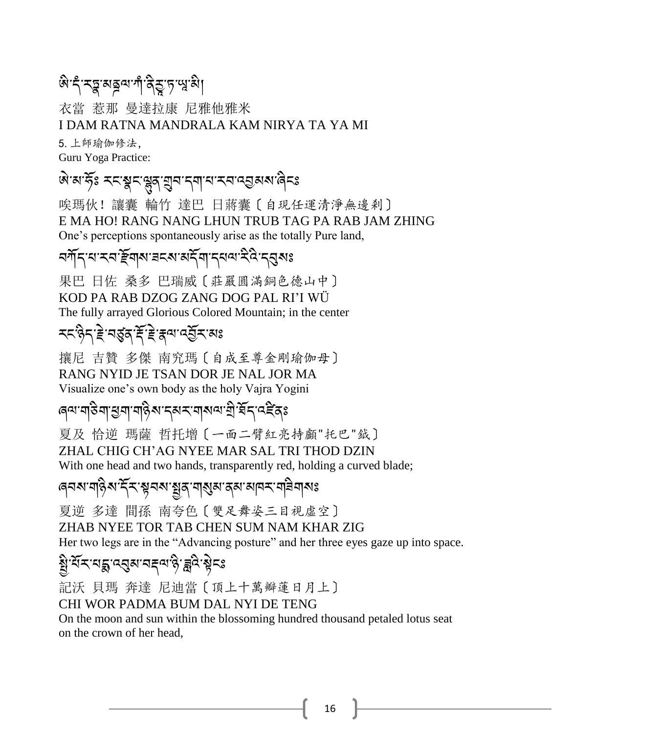ཨི་དཾ་རཏྣ་མཎྜལ་ཀཾ་ནིརྻ་ཏ་ཡ་མི།

衣當 惹那 曼達拉康 尼雅他雅米
I DAM RATNA MANDRALA KAM NIRYA TA YA MI

5. 上師瑜伽修法，
Guru Yoga Practice:

ཨེ་མ་ཧོཿ རང་སྣང་ལྷུན་གྲུབ་དག་པ་རབ་འབྱམས་ཞིངཿ

唉瑪伙！讓囊 輪竹 達巴 日蔣囊〔自現任運清淨無邊剎〕
E MA HO! RANG NANG LHUN TRUB TAG PA RAB JAM ZHING
One's perceptions spontaneously arise as the totally Pure land,

བཀོད་པ་རབ་རྫོགས་ཟངས་མདོག་དཔལ་རིའི་དབུསཿ

果巴 日佐 桑多 巴瑞威〔莊嚴圓滿銅色德山中〕
KOD PA RAB DZOG ZANG DOG PAL RI'I WÜ
The fully arrayed Glorious Colored Mountain; in the center

རང་ཉིད་རྗེ་བཙུན་རྡོ་རྗེ་རྣལ་འབྱོར་མཿ

攘尼 吉贊 多傑 南究瑪〔自成至尊金剛瑜伽母〕
RANG NYID JE TSAN DOR JE NAL JOR MA
Visualize one's own body as the holy Vajra Yogini

ཞལ་གཅིག་ཕྱག་གཉིས་དམར་གསལ་གྲི་ཐོད་འཛིནཿ

夏及 恰逆 瑪薩 哲托增〔一面二臂紅亮持顱"托巴"鉞〕
ZHAL CHIG CH'AG NYEE MAR SAL TRI THOD DZIN
With one head and two hands, transparently red, holding a curved blade;

ཞབས་གཉིས་དོར་སྟབས་སྤྱན་གསུམ་ནམ་མཁར་གཟིགསཿ

夏逆 多達 間孫 南夸色〔雙足舞姿三目視虛空〕
ZHAB NYEE TOR TAB CHEN SUM NAM KHAR ZIG
Her two legs are in the "Advancing posture" and her three eyes gaze up into space.

སྤྱི་བོར་པདྨ་འབུམ་བརྡལ་ཉི་ཟླའི་སྟེངཿ

記沃 貝瑪 奔達 尼迪當〔頂上十萬瓣蓮日月上〕
CHI WOR PADMA BUM DAL NYI DE TENG
On the moon and sun within the blossoming hundred thousand petaled lotus seat on the crown of her head,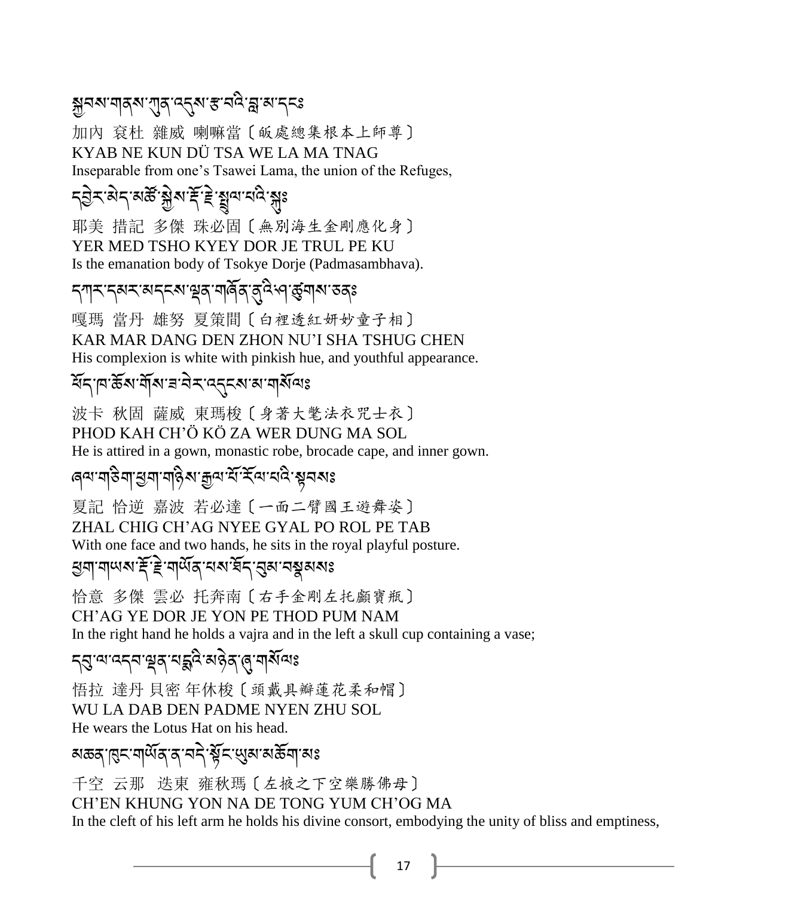སྐྱབས་གནས་ཀུན་འདུས་རྩ་བའི་བླ་མ་དང༔

加內 袞杜 雜威 喇嘛當〔皈處總集根本上師尊〕

KYAB NE KUN DÜ TSA WE LA MA TNAG

Inseparable from one's Tsawei Lama, the union of the Refuges,

དབྱེར་མེད་མཚོ་སྐྱེས་རྡོ་རྗེ་སྤྲུལ་པའི་སྐུ༔

耶美 措記 多傑 珠必固〔無別海生金剛應化身〕

YER MED TSHO KYEY DOR JE TRUL PE KU

Is the emanation body of Tsokye Dorje (Padmasambhava).

དཀར་དམར་མདངས་ལྡན་གཞོན་ནུའི་ཤ་ཚུགས་ཅན༔

嘎瑪 當丹 雄努 夏策間〔白裡透紅妍妙童子相〕

KAR MAR DANG DEN ZHON NU'I SHA TSHUG CHEN

His complexion is white with pinkish hue, and youthful appearance.

ཐོད་ཁ་ཆོས་གོས་ཟ་བེར་འདུངས་མ་གསོལ༔

波卡 秋固 薩威 東瑪梭〔身著大氅法衣咒士衣〕

PHOD KAH CH'Ö KÖ ZA WER DUNG MA SOL

He is attired in a gown, monastic robe, brocade cape, and inner gown.

ཞལ་གཅིག་ཕྱག་གཉིས་རྒྱལ་པོ་རོལ་པའི་སྟབས༔

夏記 恰逆 嘉波 若必達〔一面二臂國王遊舞姿〕

ZHAL CHIG CH'AG NYEE GYAL PO ROL PE TAB

With one face and two hands, he sits in the royal playful posture.

ཕྱག་གཡས་རྡོ་རྗེ་གཡོན་པས་ཐོད་བུམ་བསྣམས༔

恰意 多傑 雲必 托奔南〔右手金剛左托顱寶瓶〕

CH'AG YE DOR JE YON PE THOD PUM NAM

In the right hand he holds a vajra and in the left a skull cup containing a vase;

དབུ་ལ་འདབ་ལྡན་པདྨའི་མཉེན་ཞུ་གསོལ༔

悟拉 達丹 貝密 年休梭〔頭戴具瓣蓮花柔和帽〕

WU LA DAB DEN PADME NYEN ZHU SOL

He wears the Lotus Hat on his head.

མཆན་ཁུང་གཡོན་ན་བདེ་སྟོང་ཡུམ་མཆོག་མ༔

千空 云那 迭東 雍秋瑪〔左掖之下空樂勝佛母〕

CH'EN KHUNG YON NA DE TONG YUM CH'OG MA

In the cleft of his left arm he holds his divine consort, embodying the unity of bliss and emptiness,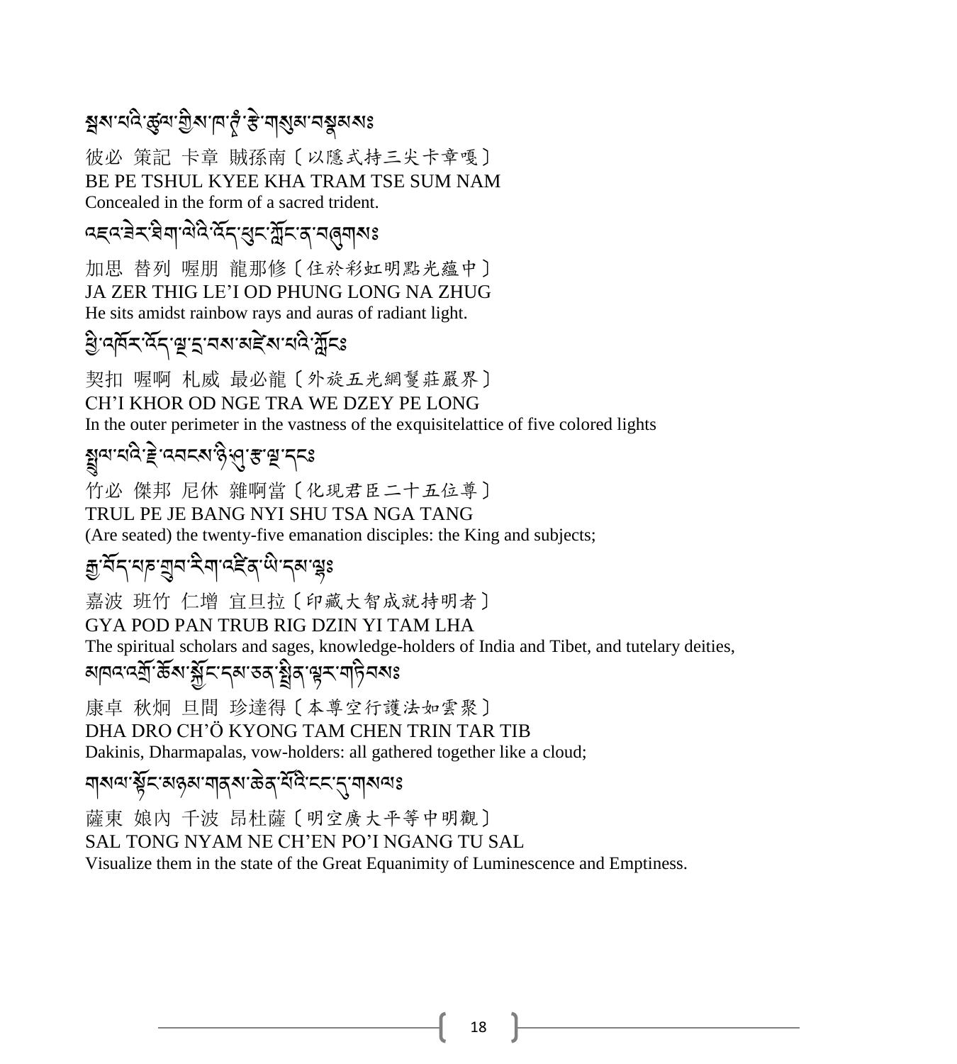སྦས་པའི་ཚུལ་གྱིས་ཁ་ཊྭཾ་རྩེ་གསུམ་བསྣམས༔

彼必 策記 卡章 賊孫南〔以隱式持三尖卡章嘎〕
BE PE TSHUL KYEE KHA TRAM TSE SUM NAM
Concealed in the form of a sacred trident.

འཇའ་ཟེར་ཐིག་ལེའི་འོད་ཕུང་ཀློང་ན་བཞུགས༔

加思 替列 喔朋 龍那修〔住於彩虹明點光蘊中〕
JA ZER THIG LE'I OD PHUNG LONG NA ZHUG
He sits amidst rainbow rays and auras of radiant light.

ཕྱི་འཁོར་འོད་ལྔ་དྲ་བས་མཛེས་པའི་ཀློང༔

契扣 喔啊 札威 最必龍〔外旋五光網鬘莊嚴界〕
CH'I KHOR OD NGE TRA WE DZEY PE LONG
In the outer perimeter in the vastness of the exquisitelattice of five colored lights

སྤྲུལ་པའི་རྗེ་འབངས་ཉི་ཤུ་རྩ་ལྔ་དང༔

竹必 傑邦 尼休 雜啊當〔化現君臣二十五位尊〕
TRUL PE JE BANG NYI SHU TSA NGA TANG
(Are seated) the twenty-five emanation disciples: the King and subjects;

རྒྱ་བོད་པཎ་གྲུབ་རིག་འཛིན་ཡི་དམ་ལྷ༔

嘉波 班竹 仁增 宜旦拉〔印藏大智成就持明者〕
GYA POD PAN TRUB RIG DZIN YI TAM LHA
The spiritual scholars and sages, knowledge-holders of India and Tibet, and tutelary deities,

མཁའ་འགྲོ་ཆོས་སྐྱོང་དམ་ཅན་སྤྲིན་ལྟར་གཏིབས༔

康卓 秋炯 旦間 珍達得〔本尊空行護法如雲聚〕
DHA DRO CH'Ö KYONG TAM CHEN TRIN TAR TIB
Dakinis, Dharmapalas, vow-holders: all gathered together like a cloud;

གསལ་སྟོང་མཉམ་གནས་ཆེན་པོའི་ངང་དུ་གསལ༔

薩東 娘內 千波 昂杜薩〔明空廣大平等中明觀〕
SAL TONG NYAM NE CH'EN PO'I NGANG TU SAL
Visualize them in the state of the Great Equanimity of Luminescence and Emptiness.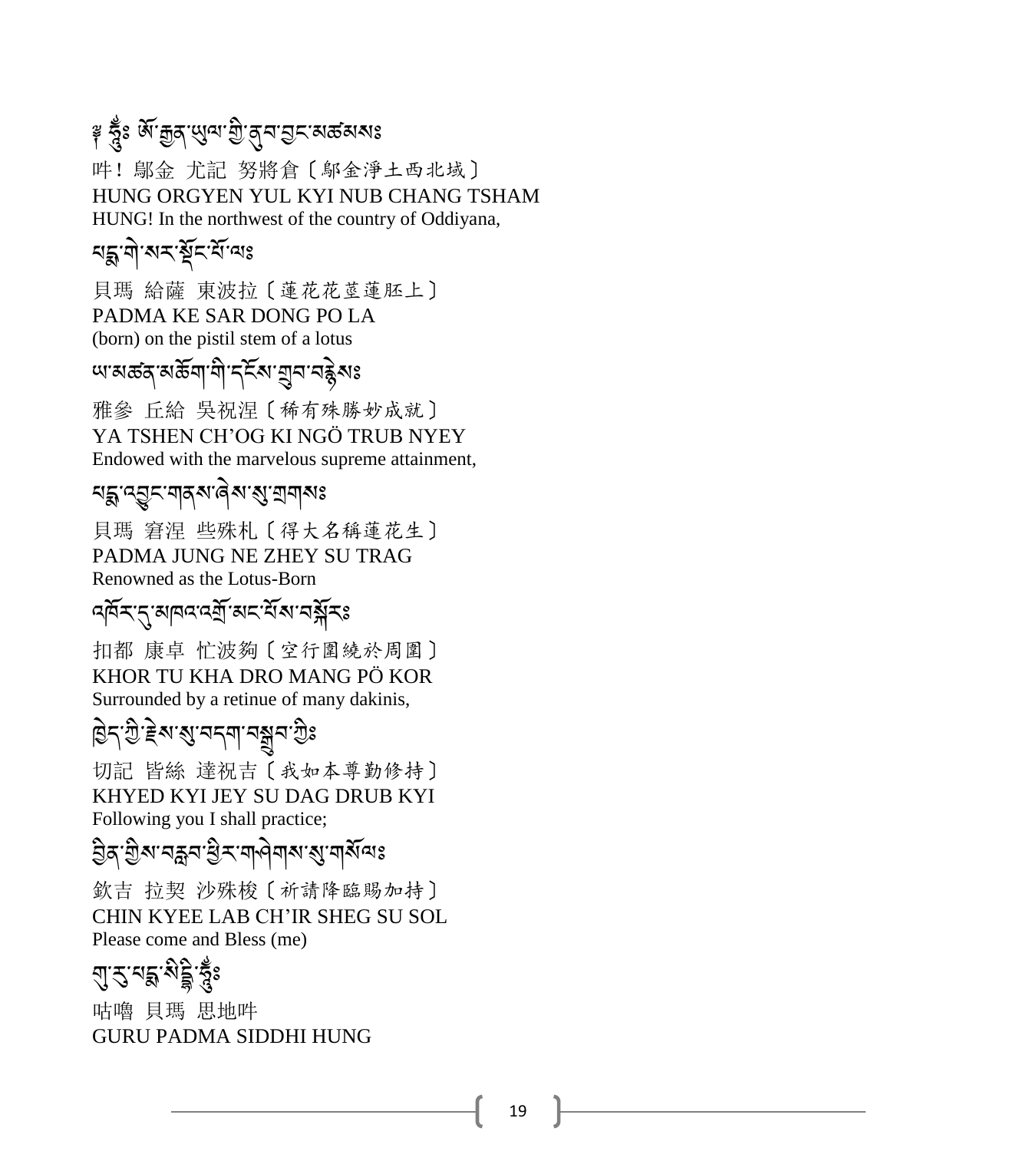༔ ཧཱུྃ༔ ཨོ་རྒྱན་ཡུལ་གྱི་ནུབ་བྱང་མཚམས༔

吽！鄔金 尤記 努將倉〔鄔金淨土西北域〕
HUNG ORGYEN YUL KYI NUB CHANG TSHAM
HUNG! In the northwest of the country of Oddiyana,

པདྨ་གེ་སར་སྡོང་པོ་ལ༔

貝瑪 給薩 東波拉〔蓮花花莖蓮胚上〕
PADMA KE SAR DONG PO LA
(born) on the pistil stem of a lotus

ཡ་མཚན་མཆོག་གི་དངོས་གྲུབ་བརྙེས༔

雅參 丘給 吳祝涅〔稀有殊勝妙成就〕
YA TSHEN CH'OG KI NGÖ TRUB NYEY
Endowed with the marvelous supreme attainment,

པདྨ་འབྱུང་གནས་ཞེས་སུ་གྲགས༔

貝瑪 窘涅 些殊札〔得大名稱蓮花生〕
PADMA JUNG NE ZHEY SU TRAG
Renowned as the Lotus-Born

འཁོར་དུ་མཁའ་འགྲོ་མང་པོས་བསྐོར༔

扣都 康卓 忙波夠〔空行圍繞於周圍〕
KHOR TU KHA DRO MANG PÖ KOR
Surrounded by a retinue of many dakinis,

ཁྱེད་ཀྱི་རྗེས་སུ་བདག་བསྒྲུབ་ཀྱིས༔

切記 皆絲 達祝吉〔我如本尊勤修持〕
KHYED KYI JEY SU DAG DRUB KYI
Following you I shall practice;

བྱིན་གྱིས་བརླབ་ཕྱིར་གཤེགས་སུ་གསོལ༔

欽吉 拉契 沙殊梭〔祈請降臨賜加持〕
CHIN KYEE LAB CH'IR SHEG SU SOL
Please come and Bless (me)

གུ་རུ་པདྨ་སིདྡྷི་ཧཱུྃ༔

咕嚕 貝瑪 思地吽
GURU PADMA SIDDHI HUNG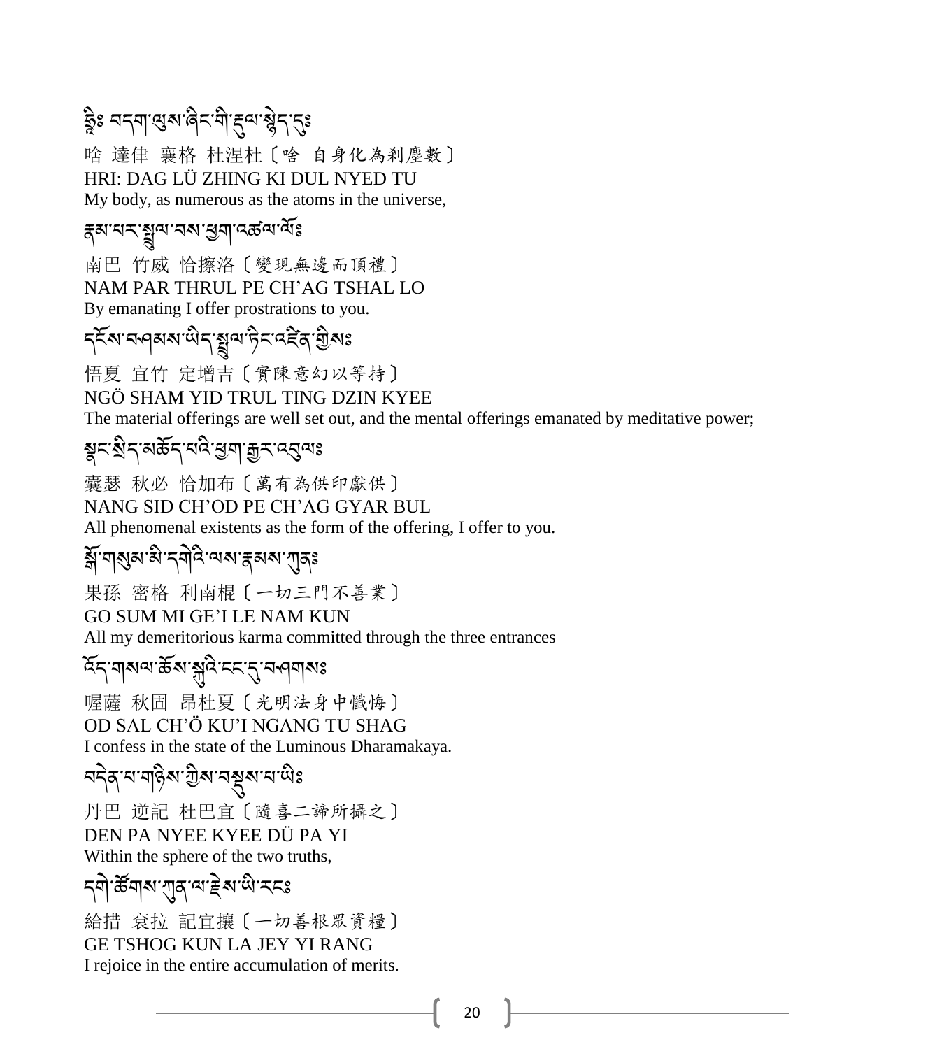ཧྲཱིཿ བདག་ལུས་ཞིང་གི་རྡུལ་སྙེད་དུཿ

啥 達律 襄格 杜涅杜〔啥 自身化為刹塵數〕
HRI: DAG LÜ ZHING KI DUL NYED TU
My body, as numerous as the atoms in the universe,

རྣམ་པར་སྤྲུལ་པས་ཕྱག་འཚལ་ལོཿ

南巴 竹威 恰擦洛〔變現無邊而頂禮〕
NAM PAR THRUL PE CH'AG TSHAL LO
By emanating I offer prostrations to you.

དངོས་བཤམས་ཡིད་སྤྲུལ་ཏིང་འཛིན་གྱིསཿ

悟夏 宜竹 定增吉〔實陳意幻以等持〕
NGÖ SHAM YID TRUL TING DZIN KYEE
The material offerings are well set out, and the mental offerings emanated by meditative power;

སྣང་སྲིད་མཆོད་པའི་ཕྱག་རྒྱར་འབུལཿ

囊瑟 秋必 恰加布〔萬有為供印獻供〕
NANG SID CH'OD PE CH'AG GYAR BUL
All phenomenal existents as the form of the offering, I offer to you.

སྒོ་གསུམ་མི་དགེའི་ལས་རྣམས་ཀུནཿ

果孫 密格 利南棍〔一切三門不善業〕
GO SUM MI GE'I LE NAM KUN
All my demeritorious karma committed through the three entrances

འོད་གསལ་ཆོས་སྐུའི་ངང་དུ་བཤགསཿ

喔薩 秋固 昂杜夏〔光明法身中懺悔〕
OD SAL CH'Ö KU'I NGANG TU SHAG
I confess in the state of the Luminous Dharamakaya.

བདེན་པ་གཉིས་ཀྱིས་བསྡུས་པ་ཡིཿ

丹巴 逆記 杜巴宜〔隨喜二諦所攝之〕
DEN PA NYEE KYEE DÜ PA YI
Within the sphere of the two truths,

དགེ་ཚོགས་ཀུན་ལ་རྗེས་ཡི་རངཿ

給措 袞拉 記宜攘〔一切善根眾資糧〕
GE TSHOG KUN LA JEY YI RANG
I rejoice in the entire accumulation of merits.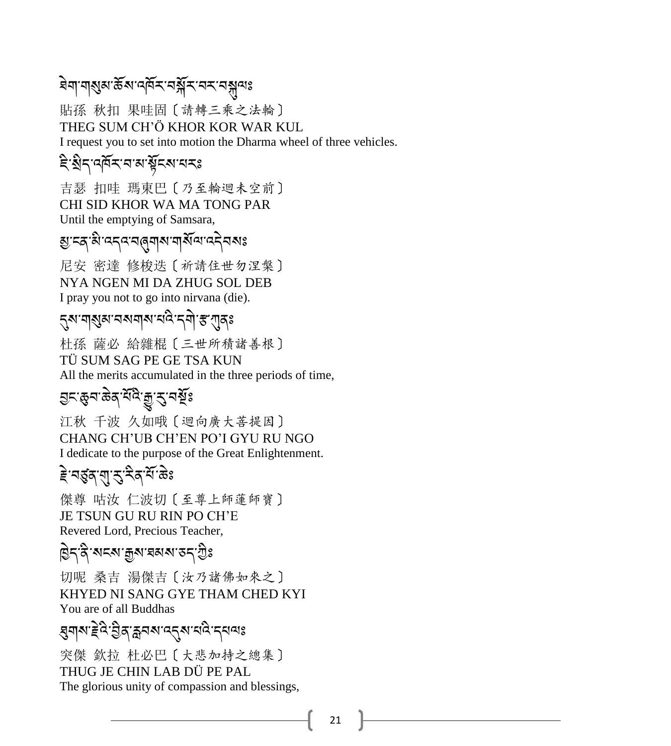ཐེག་གསུམ་ཆོས་འཁོར་བསྐོར་བར་བསྐུལ༔

貼孫 秋扣 果哇固〔請轉三乘之法輪〕
THEG SUM CH'Ö KHOR KOR WAR KUL
I request you to set into motion the Dharma wheel of three vehicles.

ཇི་སྲིད་འཁོར་བ་མ་སྟོངས་པར༔

吉瑟 扣哇 瑪東巴〔乃至輪迴未空前〕
CHI SID KHOR WA MA TONG PAR
Until the emptying of Samsara,

མྱ་ངན་མི་འདའ་བཞུགས་གསོལ་འདེབས༔

尼安 密達 修梭迭〔祈請住世勿涅槃〕
NYA NGEN MI DA ZHUG SOL DEB
I pray you not to go into nirvana (die).

དུས་གསུམ་བསགས་པའི་དགེ་རྩ་ཀུན༔

杜孫 薩必 給雜棍〔三世所積諸善根〕
TÜ SUM SAG PE GE TSA KUN
All the merits accumulated in the three periods of time,

བྱང་ཆུབ་ཆེན་པོའི་རྒྱུ་རུ་བསྔོ༔

江秋 千波 久如哦〔迴向廣大菩提因〕
CHANG CH'UB CH'EN PO'I GYU RU NGO
I dedicate to the purpose of the Great Enlightenment.

རྗེ་བཙུན་གུ་རུ་རིན་པོ་ཆེ༔

傑尊 咕汝 仁波切〔至尊上師蓮師寶〕
JE TSUN GU RU RIN PO CH'E
Revered Lord, Precious Teacher,

ཁྱེད་ནི་སངས་རྒྱས་ཐམས་ཅད་ཀྱི༔

切呢 桑吉 湯傑吉〔汝乃諸佛如來之〕
KHYED NI SANG GYE THAM CHED KYI
You are of all Buddhas

ཐུགས་རྗེའི་བྱིན་རླབས་འདུས་པའི་དཔལ༔

突傑 欽拉 杜必巴〔大悲加持之總集〕
THUG JE CHIN LAB DÜ PE PAL
The glorious unity of compassion and blessings,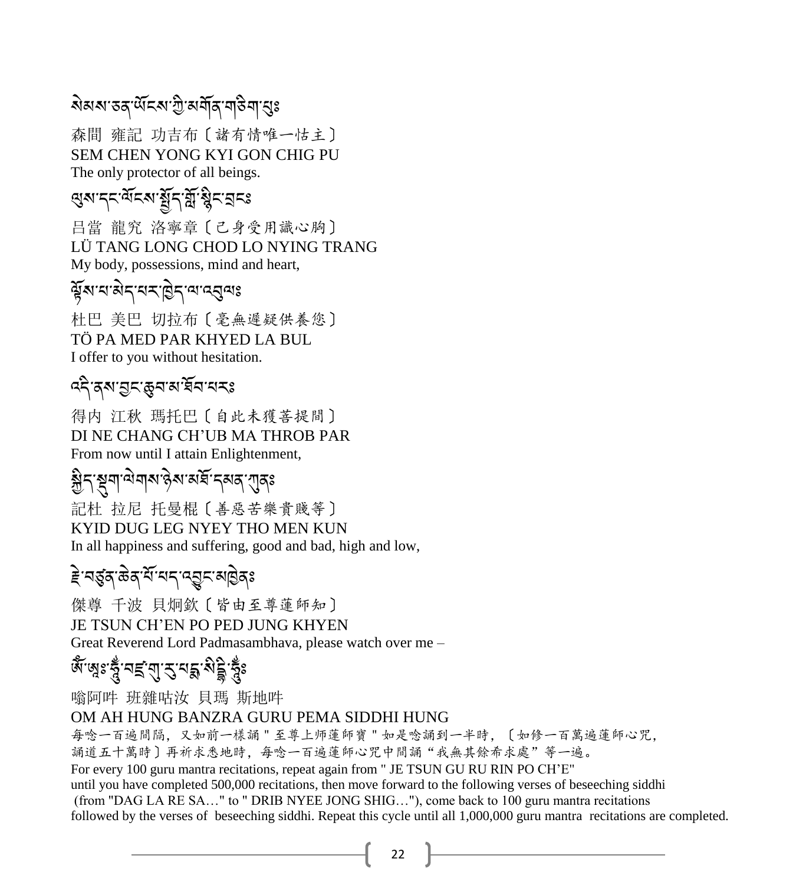སེམས་ཅན་ཡོངས་ཀྱི་མགོན་གཅིག་པུ༔

森間 雍記 功吉布〔諸有情唯一怙主〕
SEM CHEN YONG KYI GON CHIG PU
The only protector of all beings.

ལུས་དང་ལོངས་སྤྱོད་བློ་སྙིང་བྲང༔

吕當 龍究 洛寧章〔己身受用識心胸〕
LÜ TANG LONG CHOD LO NYING TRANG
My body, possessions, mind and heart,

ཐེ་ཚོམ་མེད་པར་ཁྱེད་ལ་འབུལ༔

杜巴 美巴 切拉布〔毫無遲疑供養您〕
TÖ PA MED PAR KHYED LA BUL
I offer to you without hesitation.

འདི་ནས་བྱང་ཆུབ་མ་ཐོབ་བར༔

得内 江秋 瑪托巴〔自此未獲菩提間〕
DI NE CHANG CH'UB MA THROB PAR
From now until I attain Enlightenment,

སྐྱིད་སྡུག་ལེགས་ཉེས་མཐོ་དམན་ཀུན༔

記杜 拉尼 托曼棍〔善惡苦樂貴賤等〕
KYID DUG LEG NYEY THO MEN KUN
In all happiness and suffering, good and bad, high and low,

རྗེ་བཙུན་ཆེན་པོ་པད་འབྱུང་མཁྱེན༔

傑尊 千波 貝炯欽〔皆由至尊蓮師知〕
JE TSUN CH'EN PO PED JUNG KHYEN
Great Reverend Lord Padmasambhava, please watch over me –

ཨོཾ་ཨཱཿཧཱུྃ་བཛྲ་གུ་རུ་པདྨ་སིདྡྷི་ཧཱུྃ༔

嗡阿吽 班雜咕汝 貝瑪 斯地吽
OM AH HUNG BANZRA GURU PEMA SIDDHI HUNG

每唸一百遍間隔，又如前一樣誦＂至尊上师蓮師寶＂如是唸誦到一半時，〔如修一百萬遍蓮師心咒，誦道五十萬時〕再祈求悉地時，每唸一百遍蓮師心咒中間誦“我無其餘希求處”等一遍。

For every 100 guru mantra recitations, repeat again from " JE TSUN GU RU RIN PO CH'E" until you have completed 500,000 recitations, then move forward to the following verses of beseeching siddhi (from "DAG LA RE SA…" to " DRIB NYEE JONG SHIG…"), come back to 100 guru mantra recitations followed by the verses of beseeching siddhi. Repeat this cycle until all 1,000,000 guru mantra recitations are completed.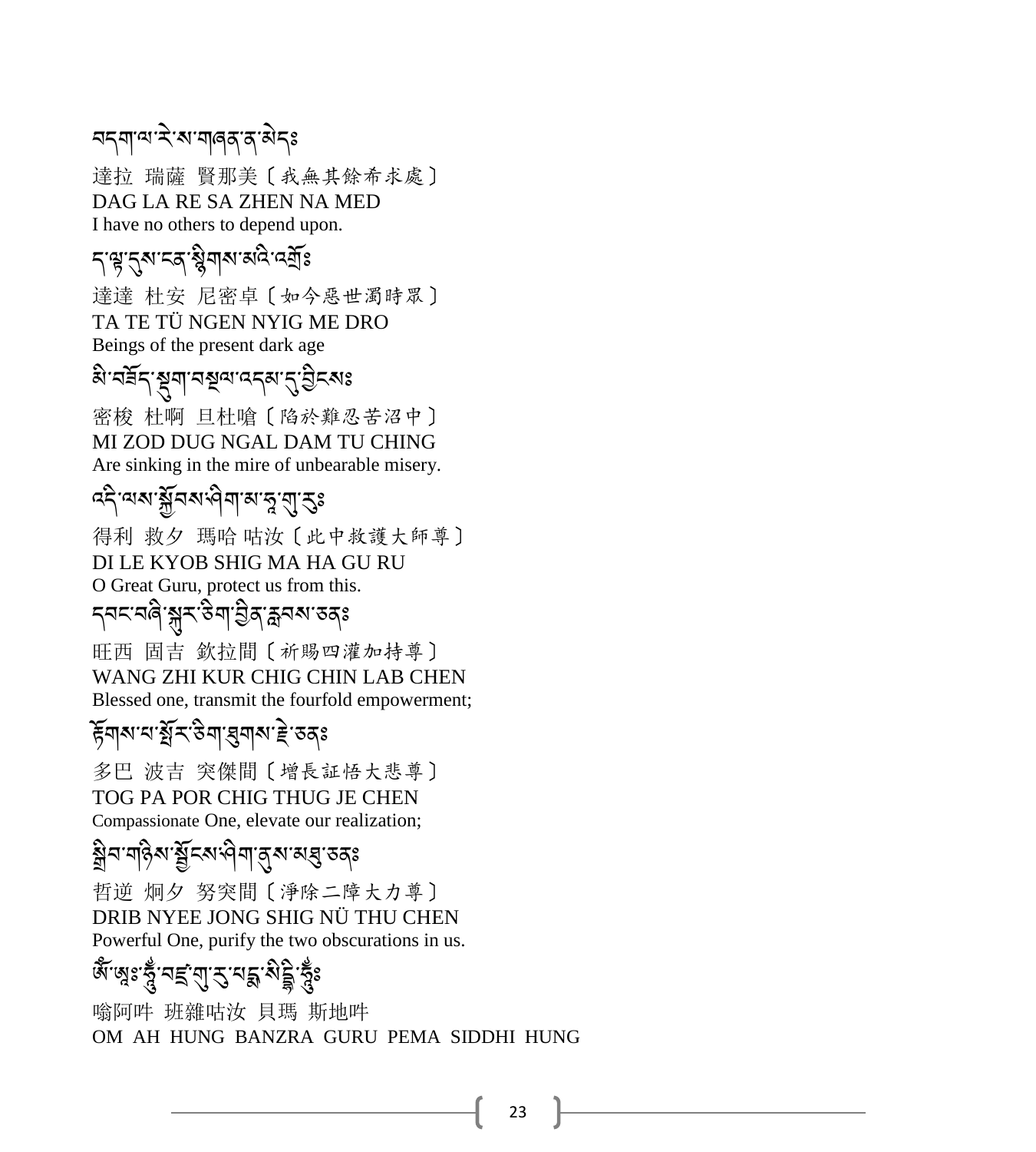བདག་ལ་རེ་ས་གཞན་ན་མེད༔

達拉 瑞薩 賢那美〔我無其餘希求處〕

DAG LA RE SA ZHEN NA MED

I have no others to depend upon.

ད་ལྟ་དུས་ངན་སྙིགས་མའི་འགྲོ༔

達達 杜安 尼密卓〔如今惡世濁時眾〕

TA TE TÜ NGEN NYIG ME DRO

Beings of the present dark age

མི་བཟོད་སྡུག་བསྔལ་འདམ་དུ་བྱིངས༔

密梭 杜啊 旦杜嗆〔陷於難忍苦沼中〕

MI ZOD DUG NGAL DAM TU CHING

Are sinking in the mire of unbearable misery.

འདི་ལས་སྐྱོབས་ཤིག་མ་ཧཱ་གུ་རུ༔

得利 救夕 瑪哈 咕汝〔此中救護大師尊〕

DI LE KYOB SHIG MA HA GU RU

O Great Guru, protect us from this.

དབང་བཞི་སྐུར་ཅིག་བྱིན་རླབས་ཅན༔

旺西 固吉 欽拉間〔祈賜四灌加持尊〕

WANG ZHI KUR CHIG CHIN LAB CHEN

Blessed one, transmit the fourfold empowerment;

རྟོགས་པ་སྤོར་ཅིག་ཐུགས་རྗེ་ཅན༔

多巴 波吉 突傑間〔增長証悟大悲尊〕

TOG PA POR CHIG THUG JE CHEN

Compassionate One, elevate our realization;

སྒྲིབ་གཉིས་སྦྱོངས་ཤིག་ནུས་མཐུ་ཅན༔

哲逆 炯夕 努突間〔淨除二障大力尊〕

DRIB NYEE JONG SHIG NÜ THU CHEN

Powerful One, purify the two obscurations in us.

ཨོཾ་ཨཱཿཧཱུྃ་བཛྲ་གུ་རུ་པདྨ་སིདྡྷི་ཧཱུྃ༔

嗡阿吽 班雜咕汝 貝瑪 斯地吽

OM AH HUNG BANZRA GURU PEMA SIDDHI HUNG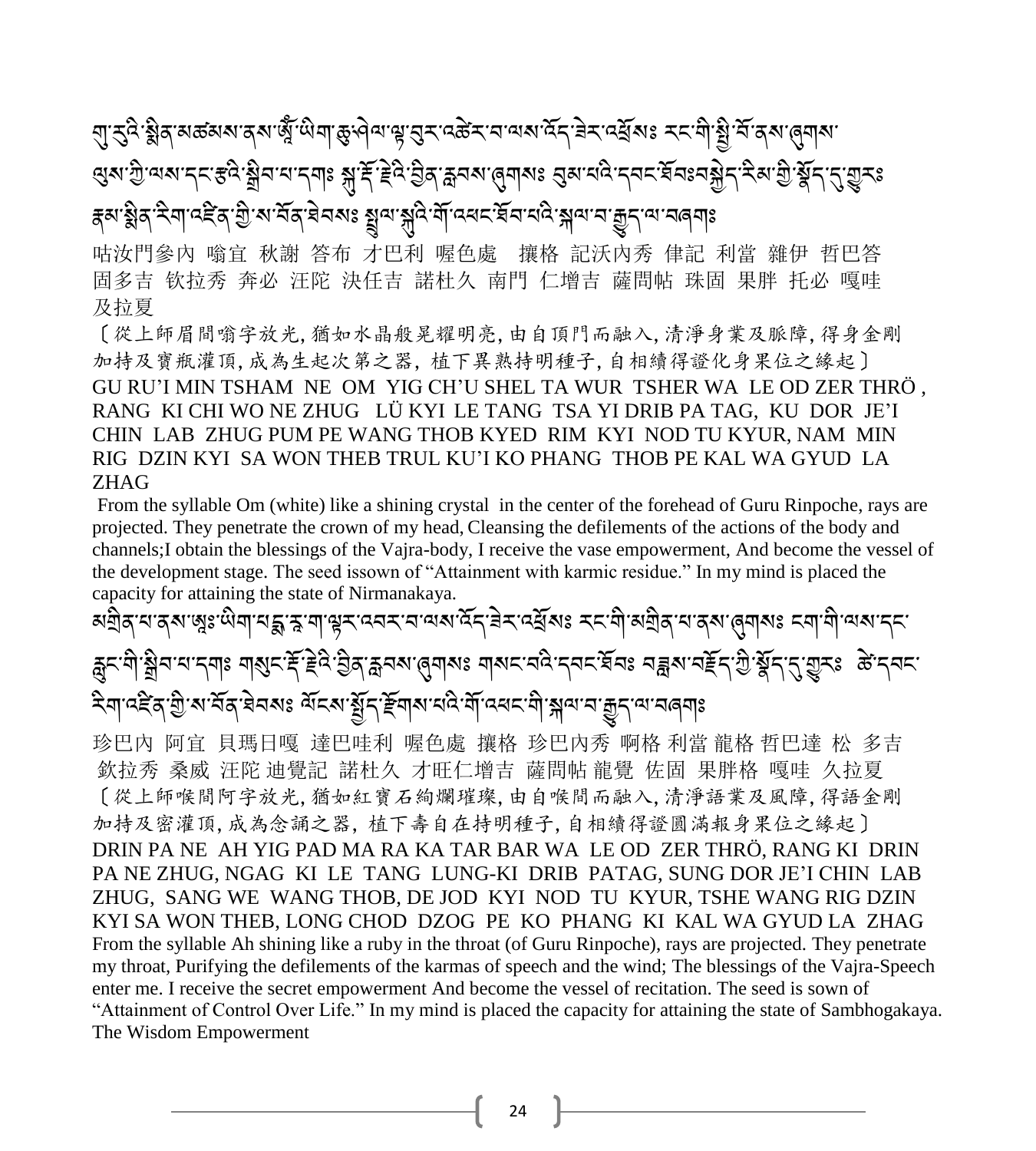གུ་རུའི་སྨིན་མཚམས་ནས་ཨོཾ་ཡིག་ཆུ་ཤེལ་ལྟ་བུར་འཚེར་བ་ལས་འོད་ཟེར་འཕྲོས༔ རང་གི་སྤྱི་བོ་ནས་ཞུགས་ལུས་ཀྱི་ལས་དང་རྩའི་སྒྲིབ་པ་དག༔ སྐུ་རྡོ་རྗེའི་བྱིན་རླབས་ཞུགས༔ བུམ་པའི་དབང་ཐོབ༔བསྐྱེད་རིམ་གྱི་སྣོད་དུ་གྱུར༔ རྣམ་སྨིན་རིག་འཛིན་གྱི་ས་བོན་ཐེབས༔ སྤྲུལ་སྐུའི་གོ་འཕང་ཐོབ་པའི་སྐལ་བ་རྒྱུད་ལ་བཞག༔

咕汝門參內 嗡宜 秋謝 答布 才巴利 喔色處 攘格 記沃內秀 律記 利當 雜伊 哲巴答 固多吉 钦拉秀 奔必 汪陀 決任吉 諾杜久 南門 仁增吉 薩問帖 珠固 果胖 托必 嘎哇 及拉夏

〔從上師眉間嗡字放光，猶如水晶般晃耀明亮，由自頂門而融入，清淨身業及脈障，得身金剛加持及寶瓶灌頂，成為生起次第之器，植下異熟持明種子，自相續得證化身果位之緣起〕

GU RU'I MIN TSHAM NE OM YIG CH'U SHEL TA WUR TSHER WA LE OD ZER THRÖ , RANG KI CHI WO NE ZHUG LÜ KYI LE TANG TSA YI DRIB PA TAG, KU DOR JE'I CHIN LAB ZHUG PUM PE WANG THOB KYED RIM KYI NOD TU KYUR, NAM MIN RIG DZIN KYI SA WON THEB TRUL KU'I KO PHANG THOB PE KAL WA GYUD LA ZHAG

From the syllable Om (white) like a shining crystal in the center of the forehead of Guru Rinpoche, rays are projected. They penetrate the crown of my head, Cleansing the defilements of the actions of the body and channels;I obtain the blessings of the Vajra-body, I receive the vase empowerment, And become the vessel of the development stage. The seed issown of "Attainment with karmic residue." In my mind is placed the capacity for attaining the state of Nirmanakaya.

མགྲིན་པ་ནས་ཨཱཿཡིག་པདྨ་རཱ་ག་ལྟར་འབར་བ་ལས་འོད་ཟེར་འཕྲོས༔ རང་གི་མགྲིན་པ་ནས་ཞུགས༔ ངག་གི་ལས་དང་རླུང་གི་སྒྲིབ་པ་དག༔ གསུང་རྡོ་རྗེའི་བྱིན་རླབས་ཞུགས༔ གསང་བའི་དབང་ཐོབ༔ བཟླས་བརྗོད་ཀྱི་སྣོད་དུ་གྱུར༔ ཚེ་དབང་རིག་འཛིན་གྱི་ས་བོན་ཐེབས༔ ལོངས་སྤྱོད་རྫོགས་པའི་གོ་འཕང་གི་སྐལ་བ་རྒྱུད་ལ་བཞག༔

珍巴內 阿宜 貝瑪日嘎 達巴哇利 喔色處 攘格 珍巴內秀 啊格 利當 龍格 哲巴達 松 多吉 欽拉秀 桑威 汪陀 迪覺記 諾杜久 才旺仁增吉 薩問帖 龍覺 佐固 果胖格 嘎哇 久拉夏

〔從上師喉間阿字放光，猶如紅寶石絢爛璀璨，由自喉間而融入，清淨語業及風障，得語金剛加持及密灌頂，成為念誦之器，植下壽自在持明種子，自相續得證圓滿報身果位之緣起〕

DRIN PA NE AH YIG PAD MA RA KA TAR BAR WA LE OD ZER THRÖ, RANG KI DRIN PA NE ZHUG, NGAG KI LE TANG LUNG-KI DRIB PATAG, SUNG DOR JE'I CHIN LAB ZHUG, SANG WE WANG THOB, DE JOD KYI NOD TU KYUR, TSHE WANG RIG DZIN KYI SA WON THEB, LONG CHOD DZOG PE KO PHANG KI KAL WA GYUD LA ZHAG

From the syllable Ah shining like a ruby in the throat (of Guru Rinpoche), rays are projected. They penetrate my throat, Purifying the defilements of the karmas of speech and the wind; The blessings of the Vajra-Speech enter me. I receive the secret empowerment And become the vessel of recitation. The seed is sown of "Attainment of Control Over Life." In my mind is placed the capacity for attaining the state of Sambhogakaya.

The Wisdom Empowerment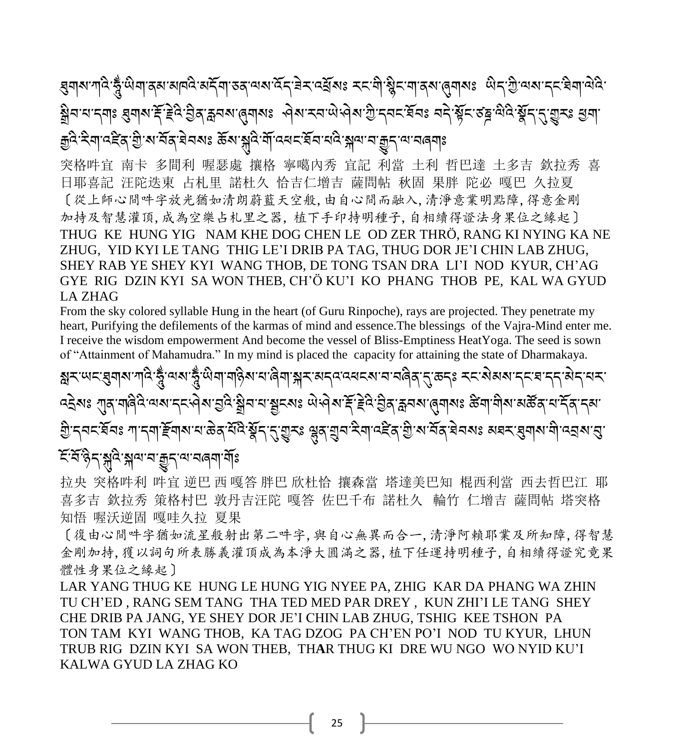ཐུགས་ཀའི་ཧཱུྃ་ཡིག་ནམ་མཁའི་མདོག་ཅན་ལས་འོད་ཟེར་འཕྲོས༔ རང་གི་སྙིང་ག་ནས་ཞུགས༔ ཡིད་ཀྱི་ལས་དང་ཐིག་ལེའི་སྒྲིབ་པ་དག༔ ཐུགས་རྡོ་རྗེའི་བྱིན་རླབས་ཞུགས༔ ཤེས་རབ་ཡེ་ཤེས་ཀྱི་དབང་ཐོབ༔ བདེ་སྟོང་ཙཎྜ་ལིའི་སྣོད་དུ་གྱུར༔ ཕྱག་རྒྱའི་རིག་འཛིན་གྱི་ས་བོན་ཐེབས༔ ཆོས་སྐུའི་གོ་འཕང་ཐོབ་པའི་སྐལ་བ་རྒྱུད་ལ་བཞག༔

突格吽宜 南卡 多間利 喔瑟處 攘格 寧噶內秀 宜記 利當 土利 哲巴達 土多吉 欽拉秀 喜日耶喜記 汪陀迭東 占札里 諾杜久 恰吉仁增吉 薩問帖 秋固 果胖 陀必 嘎巴 久拉夏

〔從上師心間吽字放光猶如清朗蔚藍天空般,由自心間而融入,清淨意業明點障,得意金剛加持及智慧灌頂,成為空樂占札里之器,植下手印持明種子,自相續得證法身果位之緣起〕

THUG KE HUNG YIG NAM KHE DOG CHEN LE OD ZER THRÖ, RANG KI NYING KA NE ZHUG, YID KYI LE TANG THIG LE'I DRIB PA TAG, THUG DOR JE'I CHIN LAB ZHUG, SHEY RAB YE SHEY KYI WANG THOB, DE TONG TSAN DRA LI'I NOD KYUR, CH'AG GYE RIG DZIN KYI SA WON THEB, CH'Ö KU'I KO PHANG THOB PE, KAL WA GYUD LA ZHAG

From the sky colored syllable Hung in the heart (of Guru Rinpoche), rays are projected. They penetrate my heart, Purifying the defilements of the karmas of mind and essence.The blessings of the Vajra-Mind enter me. I receive the wisdom empowerment And become the vessel of Bliss-Emptiness HeatYoga. The seed is sown of "Attainment of Mahamudra." In my mind is placed the capacity for attaining the state of Dharmakaya.

སླར་ཡང་ཐུགས་ཀའི་ཧཱུྃ་ལས་ཧཱུྃ་ཡིག་གཉིས་པ་ཞིག་སྐར་མདའ་འཕངས་བ་བཞིན་དུ་ཆད༔ རང་སེམས་དང་ཐ་དད་མེད་པར་འདྲེས༔ ཀུན་གཞིའི་ལས་དང་ཤེས་བྱའི་སྒྲིབ་པ་སྦྱངས༔ ཡེ་ཤེས་རྡོ་རྗེའི་བྱིན་རླབས་ཞུགས༔ ཚིག་གིས་མཚོན་པ་དོན་དམ་གྱི་དབང་ཐོབ༔ ཀ་དག་རྫོགས་པ་ཆེན་པོའི་སྣོད་དུ་གྱུར༔ ལྷུན་གྲུབ་རིག་འཛིན་གྱི་ས་བོན་ཐེབས༔ མཐར་ཐུགས་ཀྱི་འབྲས་བུ་ངོ་བོ་ཉིད་སྐུའི་སྐལ་བ་རྒྱུད་ལ་བཞག་གོ༔

拉央 突格吽利 吽宜 逆巴 西 嘎答 胖巴 欣杜恰 攘森當 塔達美巴知 棍西利當 西去哲巴江 耶喜多吉 欽拉秀 策格村巴 敦丹吉汪陀 嘎答 佐巴千布 諾杜久 輪竹 仁增吉 薩問帖 塔突格知悟 喔沃逆固 嘎哇久拉 夏果

〔復由心間吽字猶如流星般射出第二吽字,與自心無異而合一,清淨阿賴耶業及所知障,得智慧金剛加持,獲以詞句所表勝義灌頂成為本淨大圓滿之器,植下任運持明種子,自相續得證究竟果體性身果位之緣起〕

LAR YANG THUG KE HUNG LE HUNG YIG NYEE PA, ZHIG KAR DA PHANG WA ZHIN TU CH'ED , RANG SEM TANG THA TED MED PAR DREY , KUN ZHI'I LE TANG SHEY CHE DRIB PA JANG, YE SHEY DOR JE'I CHIN LAB ZHUG, TSHIG KEE TSHON PA TON TAM KYI WANG THOB, KA TAG DZOG PA CH'EN PO'I NOD TU KYUR, LHUN TRUB RIG DZIN KYI SA WON THEB, TH**A**R THUG KI DRE WU NGO WO NYID KU'I KALWA GYUD LA ZHAG KO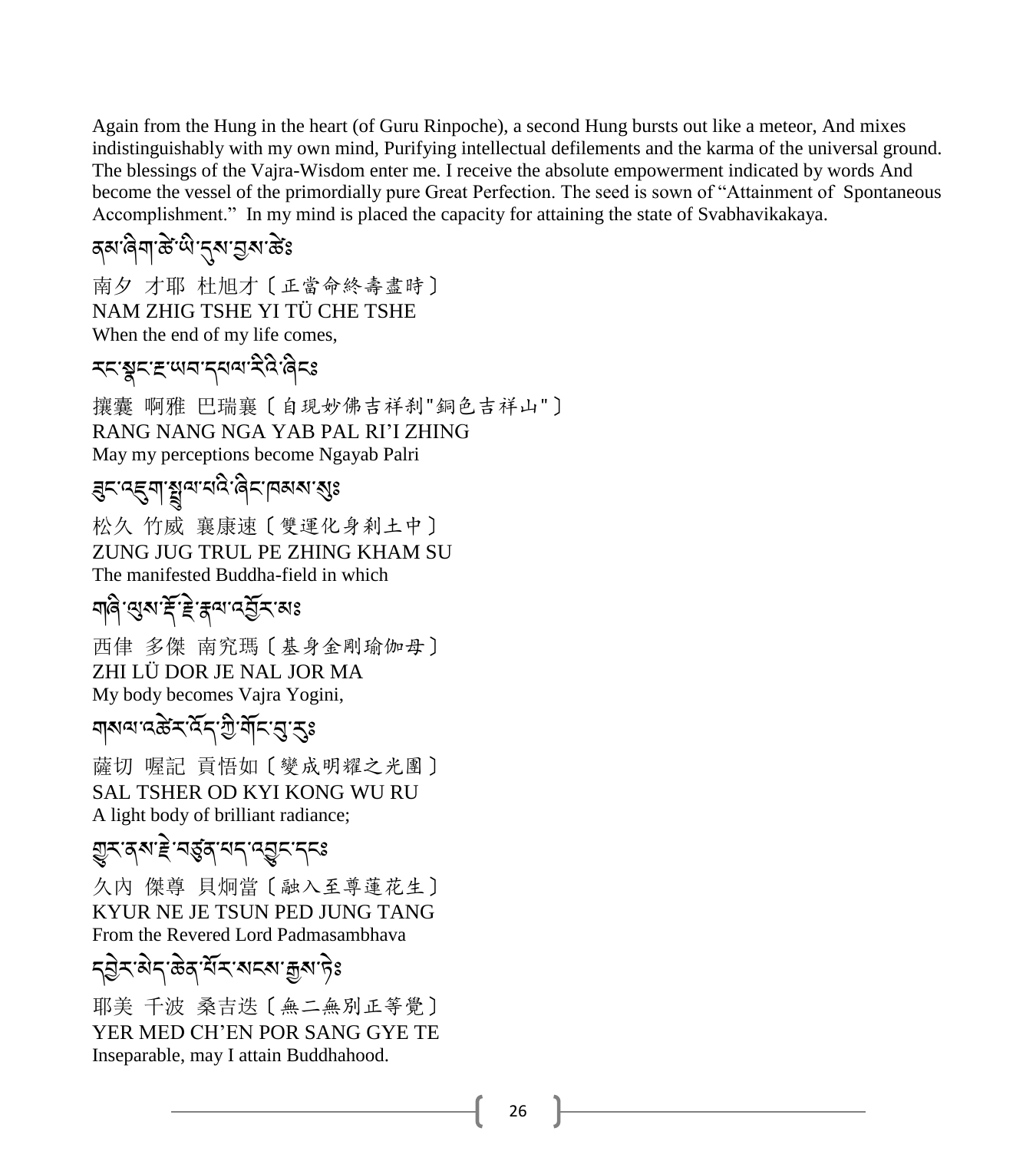Again from the Hung in the heart (of Guru Rinpoche), a second Hung bursts out like a meteor, And mixes indistinguishably with my own mind, Purifying intellectual defilements and the karma of the universal ground. The blessings of the Vajra-Wisdom enter me. I receive the absolute empowerment indicated by words And become the vessel of the primordially pure Great Perfection. The seed is sown of "Attainment of Spontaneous Accomplishment." In my mind is placed the capacity for attaining the state of Svabhavikakaya.

ནམ་ཞིག་ཚེ་ཡི་དུས་བྱས་ཚེཿ

南夕 才耶 杜旭才〔正當命終壽盡時〕
NAM ZHIG TSHE YI TÜ CHE TSHE
When the end of my life comes,

རང་སྣང་རྔ་ཡབ་དཔལ་རིའི་ཞིངཿ

攘囊 啊雅 巴瑞襄〔自現妙佛吉祥剎"銅色吉祥山"〕
RANG NANG NGA YAB PAL RI'I ZHING
May my perceptions become Ngayab Palri

ཟུང་འཇུག་སྤྲུལ་པའི་ཞིང་ཁམས་སུཿ

松久 竹威 襄康速〔雙運化身剎土中〕
ZUNG JUG TRUL PE ZHING KHAM SU
The manifested Buddha-field in which

གཞི་ལུས་རྡོ་རྗེ་རྣལ་འབྱོར་མཿ

西律 多傑 南究瑪〔基身金剛瑜伽母〕
ZHI LÜ DOR JE NAL JOR MA
My body becomes Vajra Yogini,

གསལ་འཚེར་འོད་ཀྱི་གོང་བུ་རུཿ

薩切 喔記 貢悟如〔變成明耀之光團〕
SAL TSHER OD KYI KONG WU RU
A light body of brilliant radiance;

གྱུར་ནས་རྗེ་བཙུན་པད་འབྱུང་དངཿ

久內 傑尊 貝炯當〔融入至尊蓮花生〕
KYUR NE JE TSUN PED JUNG TANG
From the Revered Lord Padmasambhava

དབྱེར་མེད་ཆེན་པོར་སངས་རྒྱས་ཏེཿ

耶美 千波 桑吉迭〔無二無別正等覺〕
YER MED CH'EN POR SANG GYE TE
Inseparable, may I attain Buddhahood.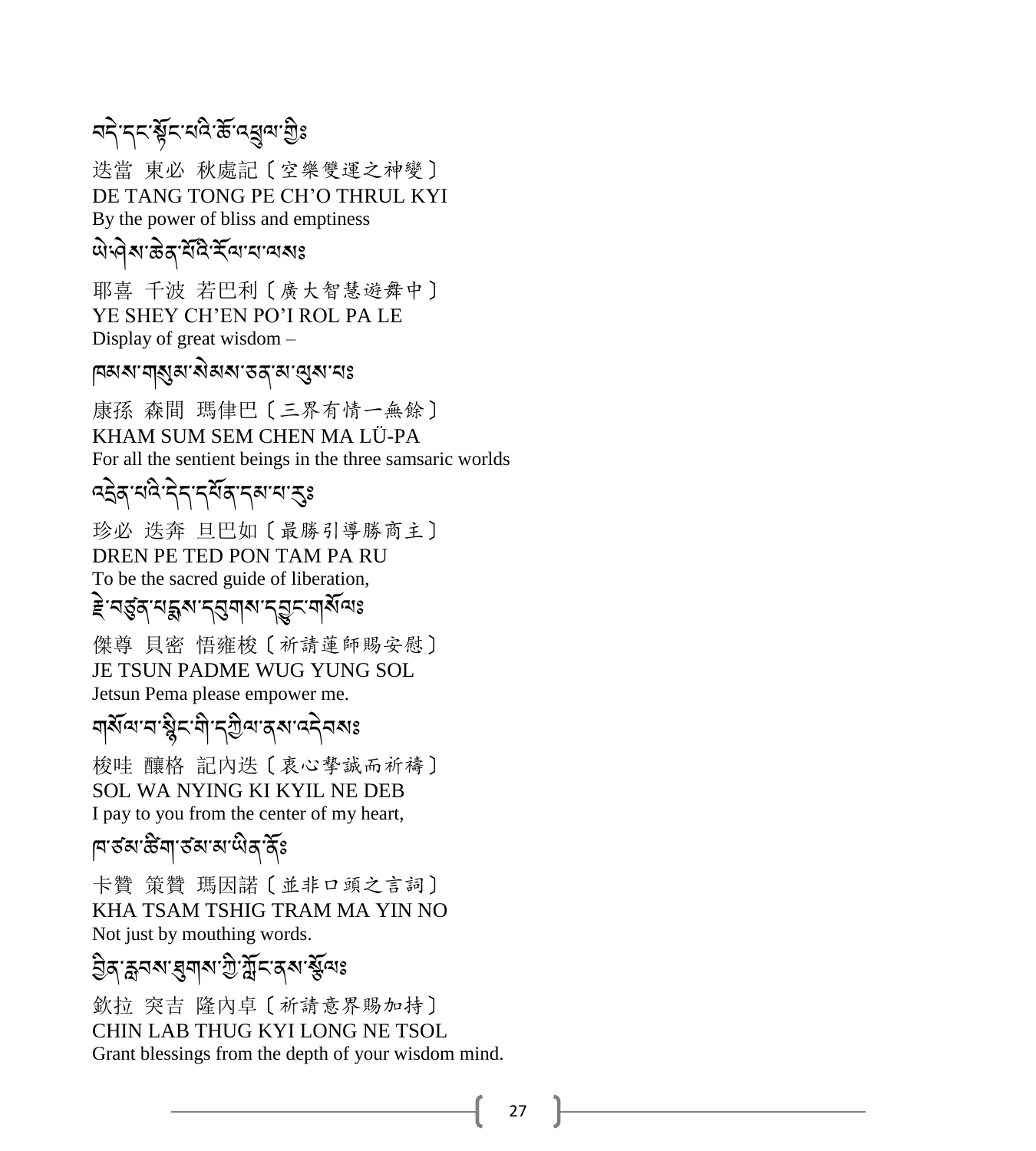བདེ་དང་སྟོང་པའི་ཆོ་འཕྲུལ་གྱིས༔

迭當 東必 秋處記〔空樂雙運之神變〕
DE TANG TONG PE CH'O THRUL KYI
By the power of bliss and emptiness

ཡེ་ཤེས་ཆེན་པོའི་རོལ་པ་ལས༔

耶喜 千波 若巴利〔廣大智慧遊舞中〕
YE SHEY CH'EN PO'I ROL PA LE
Display of great wisdom –

ཁམས་གསུམ་སེམས་ཅན་མ་ལུས་པ༔

康孫 森間 瑪律巴〔三界有情一無餘〕
KHAM SUM SEM CHEN MA LÜ-PA
For all the sentient beings in the three samsaric worlds

འདྲེན་པའི་དེད་དཔོན་དམ་པ་རུ༔

珍必 迭奔 旦巴如〔最勝引導勝商主〕
DREN PE TED PON TAM PA RU
To be the sacred guide of liberation,

རྗེ་བཙུན་པདྨས་དབུགས་དབྱུང་གསོལ༔

傑尊 貝密 悟雍梭〔祈請蓮師賜安慰〕
JE TSUN PADME WUG YUNG SOL
Jetsun Pema please empower me.

གསོལ་བ་སྙིང་གི་དཀྱིལ་ནས་འདེབས༔

梭哇 釀格 記內迭〔衷心摯誠而祈禱〕
SOL WA NYING KI KYIL NE DEB
I pay to you from the center of my heart,

ཁ་ཙམ་ཚིག་ཙམ་མ་ཡིན་ནོ༔

卡贊 策贊 瑪因諾〔並非口頭之言詞〕
KHA TSAM TSHIG TRAM MA YIN NO
Not just by mouthing words.

བྱིན་རླབས་ཐུགས་ཀྱི་ཀློང་ནས་སྩོལ༔

欽拉 突吉 隆內卓〔祈請意界賜加持〕
CHIN LAB THUG KYI LONG NE TSOL
Grant blessings from the depth of your wisdom mind.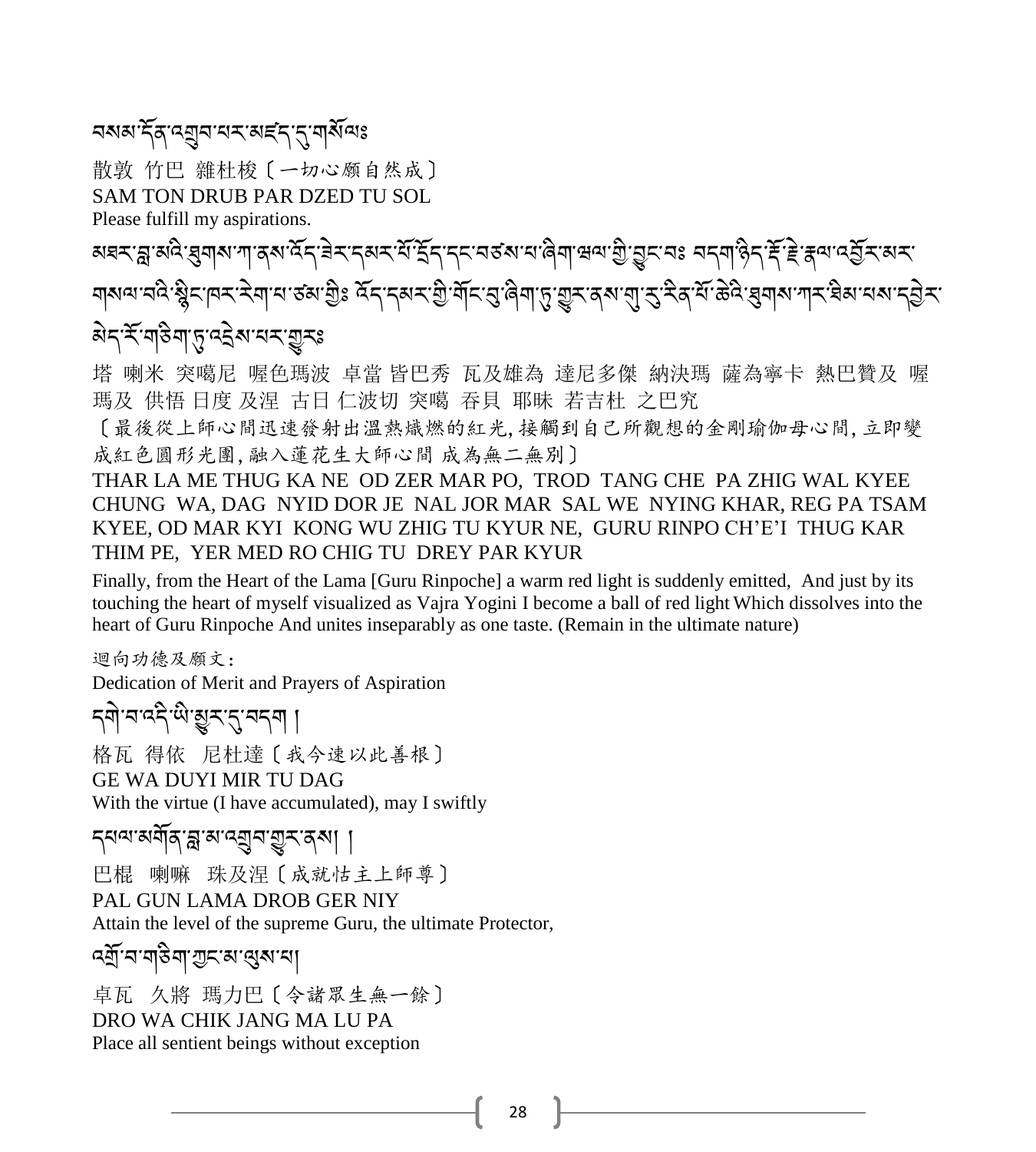བསམ་དོན་འགྲུབ་པར་མཛད་དུ་གསོལ༔

散敦 竹巴 雜杜梭〔一切心願自然成〕

SAM TON DRUB PAR DZED TU SOL

Please fulfill my aspirations.

མཐར་བླ་མའི་ཐུགས་ཀ་ནས་འོད་ཟེར་དམར་པོ་དྲོད་དང་བཅས་པ་ཞིག་ཕྲལ་གྱི་བྱུང་བ༔ བདག་ཉིད་རྡོ་རྗེ་རྣལ་འབྱོར་མར་གསལ་བའི་སྙིང་ཁར་རེག་པ་ཙམ་གྱིས༔ འོད་དམར་གྱི་གོང་བུ་ཞིག་ཏུ་གྱུར་ནས་གུ་རུ་རིན་པོ་ཆེའི་ཐུགས་ཀར་ཐིམ་པས་དབྱེར་མེད་རོ་གཅིག་ཏུ་འདྲེས་པར་གྱུར༔

塔 喇米 突噶尼 喔色瑪波 卓當 皆巴秀 瓦及雄為 達尼多傑 納決瑪 薩為寧卡 熱巴贊及 喔瑪及 供悟 日度 及涅 古日 仁波切 突噶 吞貝 耶昧 若吉杜 之巴究

〔最後從上師心間迅速發射出溫熱熾燃的紅光，接觸到自己所觀想的金剛瑜伽母心間，立即變成紅色圓形光團，融入蓮花生大師心間 成為無二無別〕

THAR LA ME THUG KA NE OD ZER MAR PO, TROD TANG CHE PA ZHIG WAL KYEE CHUNG WA, DAG NYID DOR JE NAL JOR MAR SAL WE NYING KHAR, REG PA TSAM KYEE, OD MAR KYI KONG WU ZHIG TU KYUR NE, GURU RINPO CH'E'I THUG KAR THIM PE, YER MED RO CHIG TU DREY PAR KYUR

Finally, from the Heart of the Lama [Guru Rinpoche] a warm red light is suddenly emitted, And just by its touching the heart of myself visualized as Vajra Yogini I become a ball of red light Which dissolves into the heart of Guru Rinpoche And unites inseparably as one taste. (Remain in the ultimate nature)

迴向功德及願文：

Dedication of Merit and Prayers of Aspiration

དགེ་བ་འདི་ཡི་མྱུར་དུ་བདག །

格瓦 得依 尼杜達〔我今速以此善根〕

GE WA DUYI MIR TU DAG

With the virtue (I have accumulated), may I swiftly

དཔལ་མགོན་བླ་མ་འགྲུབ་གྱུར་ནས། །

巴棍 喇嘛 珠及涅〔成就怙主上師尊〕

PAL GUN LAMA DROB GER NIY

Attain the level of the supreme Guru, the ultimate Protector,

འགྲོ་བ་གཅིག་ཀྱང་མ་ལུས་པ།

卓瓦 久將 瑪力巴〔令諸眾生無一餘〕

DRO WA CHIK JANG MA LU PA

Place all sentient beings without exception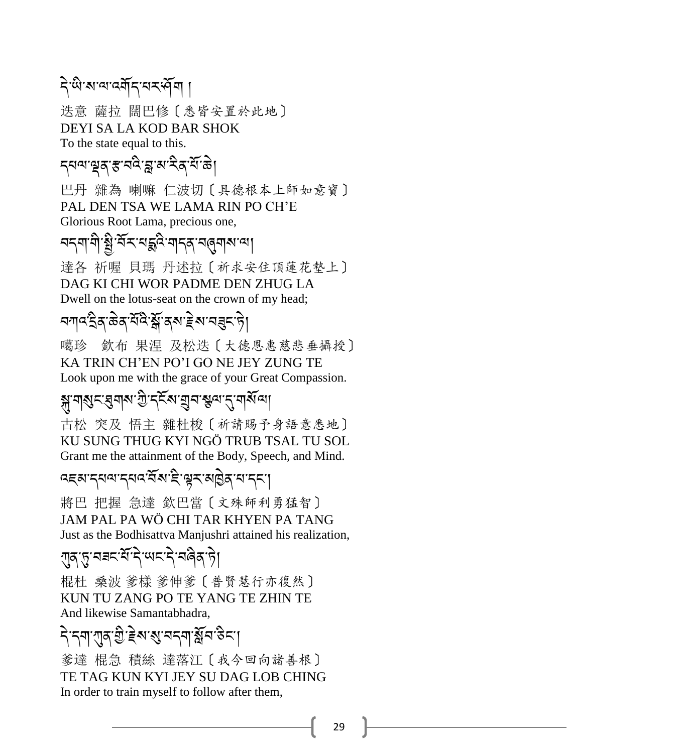དེ་ཡི་ས་ལ་འགོད་པར་ཤོག །

迭意 薩拉 闊巴修〔悉皆安置於此地〕
DEYI SA LA KOD BAR SHOK
To the state equal to this.

དཔལ་ལྡན་རྩ་བའི་བླ་མ་རིན་པོ་ཆེ།

巴丹 雜為 喇嘛 仁波切〔具德根本上師如意寶〕
PAL DEN TSA WE LAMA RIN PO CH'E
Glorious Root Lama, precious one,

བདག་གི་སྤྱི་བོར་པདྨའི་གདན་བཞུགས་ལ།

達各 祈喔 貝瑪 丹述拉〔祈求安住頂蓮花墊上〕
DAG KI CHI WOR PADME DEN ZHUG LA
Dwell on the lotus-seat on the crown of my head;

བཀའ་དྲིན་ཆེན་པོའི་སྒོ་ནས་རྗེས་བཟུང་ཏེ།

噶珍 欽布 果涅 及松迭〔大德恩惠慈悲垂攝授〕
KA TRIN CH'EN PO'I GO NE JEY ZUNG TE
Look upon me with the grace of your Great Compassion.

སྐུ་གསུང་ཐུགས་ཀྱི་དངོས་གྲུབ་སྩལ་དུ་གསོལ།

古松 突及 悟主 雜杜梭〔祈請賜予身語意悉地〕
KU SUNG THUG KYI NGÖ TRUB TSAL TU SOL
Grant me the attainment of the Body, Speech, and Mind.

འཇམ་དཔལ་དཔའ་བོས་ཇི་ལྟར་མཁྱེན་པ་དང་།

將巴 把握 急達 欽巴當〔文殊師利勇猛智〕
JAM PAL PA WÖ CHI TAR KHYEN PA TANG
Just as the Bodhisattva Manjushri attained his realization,

ཀུན་ཏུ་བཟང་པོ་དེ་ཡང་དེ་བཞིན་ཏེ།

棍杜 桑波 爹樣 爹伸爹〔普賢慧行亦復然〕
KUN TU ZANG PO TE YANG TE ZHIN TE
And likewise Samantabhadra,

དེ་དག་ཀུན་གྱི་རྗེས་སུ་བདག་སློབ་ཅིང་།

爹達 棍急 積絲 達落江〔我今回向諸善根〕
TE TAG KUN KYI JEY SU DAG LOB CHING
In order to train myself to follow after them,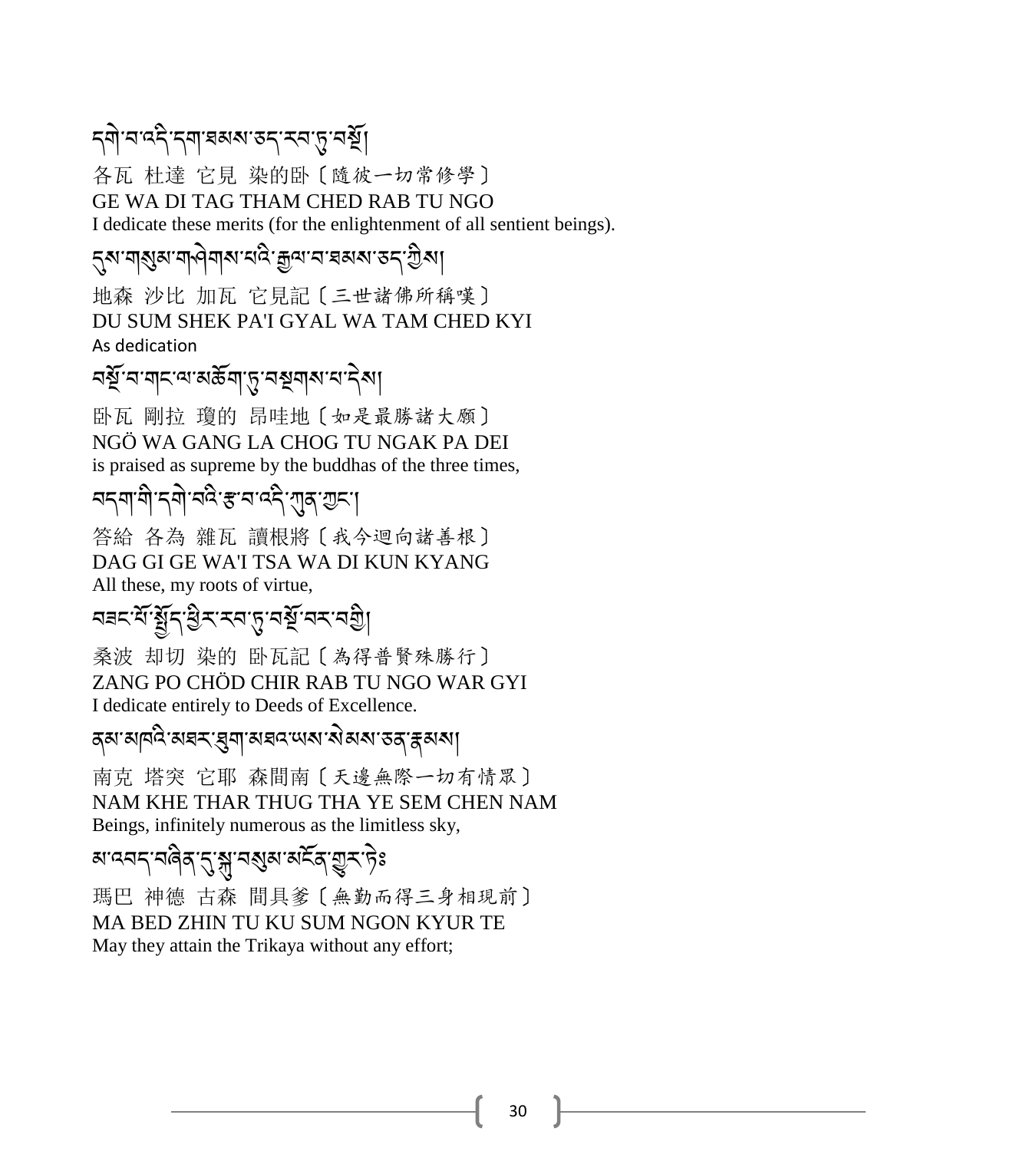དགེ་བ་འདི་དག་ཐམས་ཅད་རབ་ཏུ་བསྔོ།

各瓦 杜達 它見 染的卧〔隨彼一切常修學〕

GE WA DI TAG THAM CHED RAB TU NGO

I dedicate these merits (for the enlightenment of all sentient beings).

དུས་གསུམ་གཤེགས་པའི་རྒྱལ་བ་ཐམས་ཅད་ཀྱིས།

地森 沙比 加瓦 它見記〔三世諸佛所稱嘆〕

DU SUM SHEK PA'I GYAL WA TAM CHED KYI

As dedication

བསྔོ་བ་གང་ལ་མཆོག་ཏུ་བསྔགས་པ་དེས།

卧瓦 剛拉 瓊的 昂哇地〔如是最勝諸大願〕

NGÖ WA GANG LA CHOG TU NGAK PA DEI

is praised as supreme by the buddhas of the three times,

བདག་གི་དགེ་བའི་རྩ་བ་འདི་ཀུན་ཀྱང་།

答給 各為 雜瓦 讀根將〔我今迴向諸善根〕

DAG GI GE WA'I TSA WA DI KUN KYANG

All these, my roots of virtue,

བཟང་པོ་སྤྱོད་ཕྱིར་རབ་ཏུ་བསྔོ་བར་བགྱི།

桑波 却切 染的 卧瓦記〔為得普賢殊勝行〕

ZANG PO CHÖD CHIR RAB TU NGO WAR GYI

I dedicate entirely to Deeds of Excellence.

ནམ་མཁའི་མཐར་ཐུག་མཐའ་ཡས་སེམས་ཅན་རྣམས།

南克 塔突 它耶 森間南〔天邊無際一切有情眾〕

NAM KHE THAR THUG THA YE SEM CHEN NAM

Beings, infinitely numerous as the limitless sky,

མ་འབད་བཞིན་དུ་སྐུ་གསུམ་མངོན་གྱུར་ཏེ༔

瑪巴 神德 古森 間具爹〔無勤而得三身相現前〕

MA BED ZHIN TU KU SUM NGON KYUR TE

May they attain the Trikaya without any effort;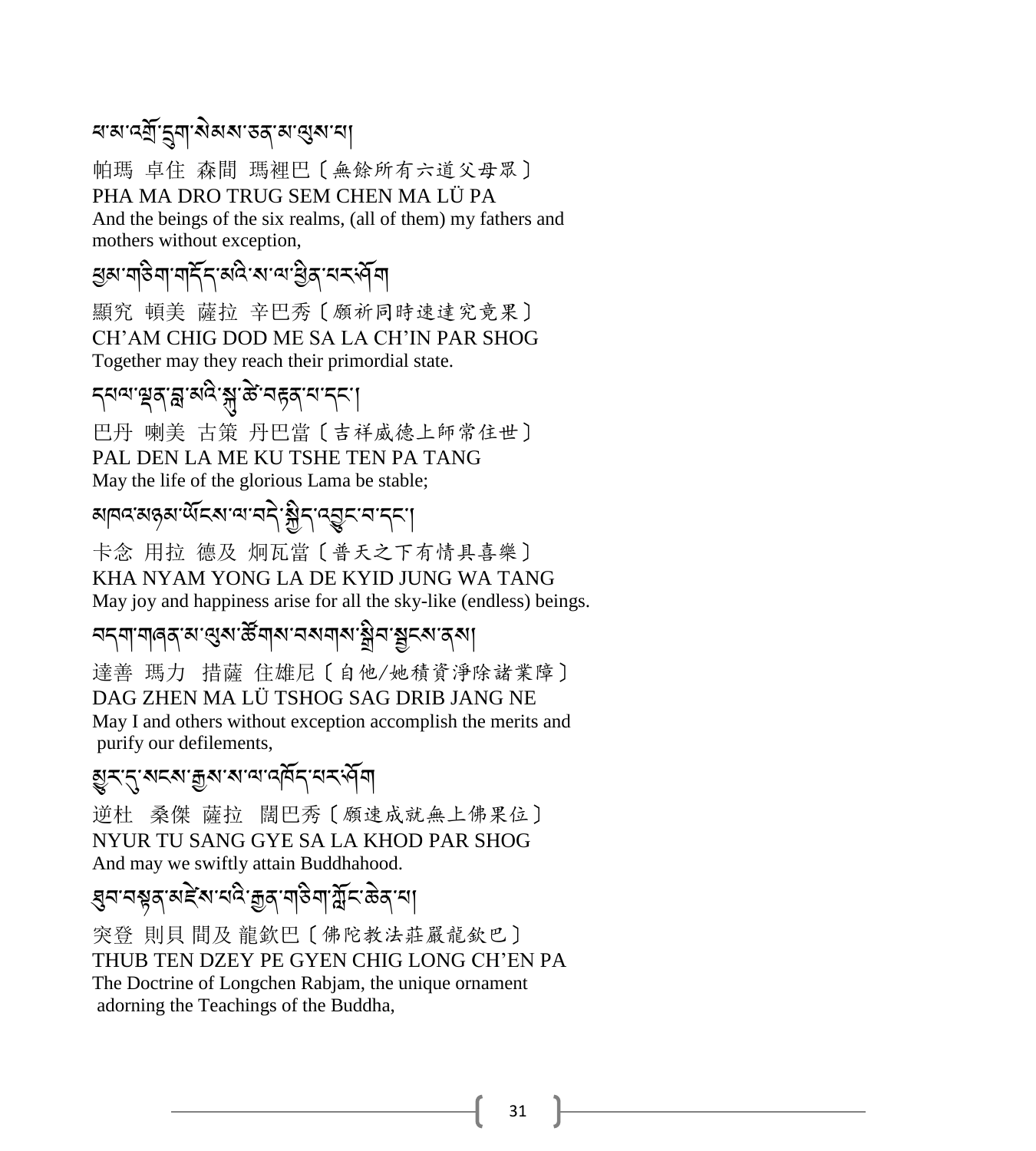ཕ་མ་འགྲོ་དྲུག་སེམས་ཅན་མ་ལུས་པ།

帕瑪 卓住 森間 瑪裡巴〔無餘所有六道父母眾〕
PHA MA DRO TRUG SEM CHEN MA LÜ PA
And the beings of the six realms, (all of them) my fathers and mothers without exception,

ཐམས་གཅིག་གདོད་མའི་ས་ལ་ཕྱིན་པར་ཤོག

顯究 頓美 薩拉 辛巴秀〔願祈同時速達究竟果〕
CH'AM CHIG DOD ME SA LA CH'IN PAR SHOG
Together may they reach their primordial state.

དཔལ་ལྡན་བླ་མའི་སྐུ་ཚེ་བརྟན་པ་དང་།

巴丹 喇美 古策 丹巴當〔吉祥威德上師常住世〕
PAL DEN LA ME KU TSHE TEN PA TANG
May the life of the glorious Lama be stable;

མཁའ་མཉམ་ཡོངས་ལ་བདེ་སྐྱིད་འབྱུང་བ་དང་།

卡念 用拉 德及 炯瓦當〔普天之下有情具喜樂〕
KHA NYAM YONG LA DE KYID JUNG WA TANG
May joy and happiness arise for all the sky-like (endless) beings.

བདག་གཞན་མ་ལུས་ཚོགས་བསགས་སྒྲིབ་སྦྱངས་ནས།

達善 瑪力 措薩 住雄尼〔自他/她積資淨除諸業障〕
DAG ZHEN MA LÜ TSHOG SAG DRIB JANG NE
May I and others without exception accomplish the merits and purify our defilements,

མྱུར་དུ་སངས་རྒྱས་ས་ལ་འགོད་པར་ཤོག

逆杜 桑傑 薩拉 闊巴秀〔願速成就無上佛果位〕
NYUR TU SANG GYE SA LA KHOD PAR SHOG
And may we swiftly attain Buddhahood.

ཐུབ་བསྟན་མཛེས་པའི་རྒྱན་གཅིག་ཀློང་ཆེན་པ།

突登 則貝 間及 龍欽巴〔佛陀教法莊嚴龍欽巴〕
THUB TEN DZEY PE GYEN CHIG LONG CH'EN PA
The Doctrine of Longchen Rabjam, the unique ornament adorning the Teachings of the Buddha,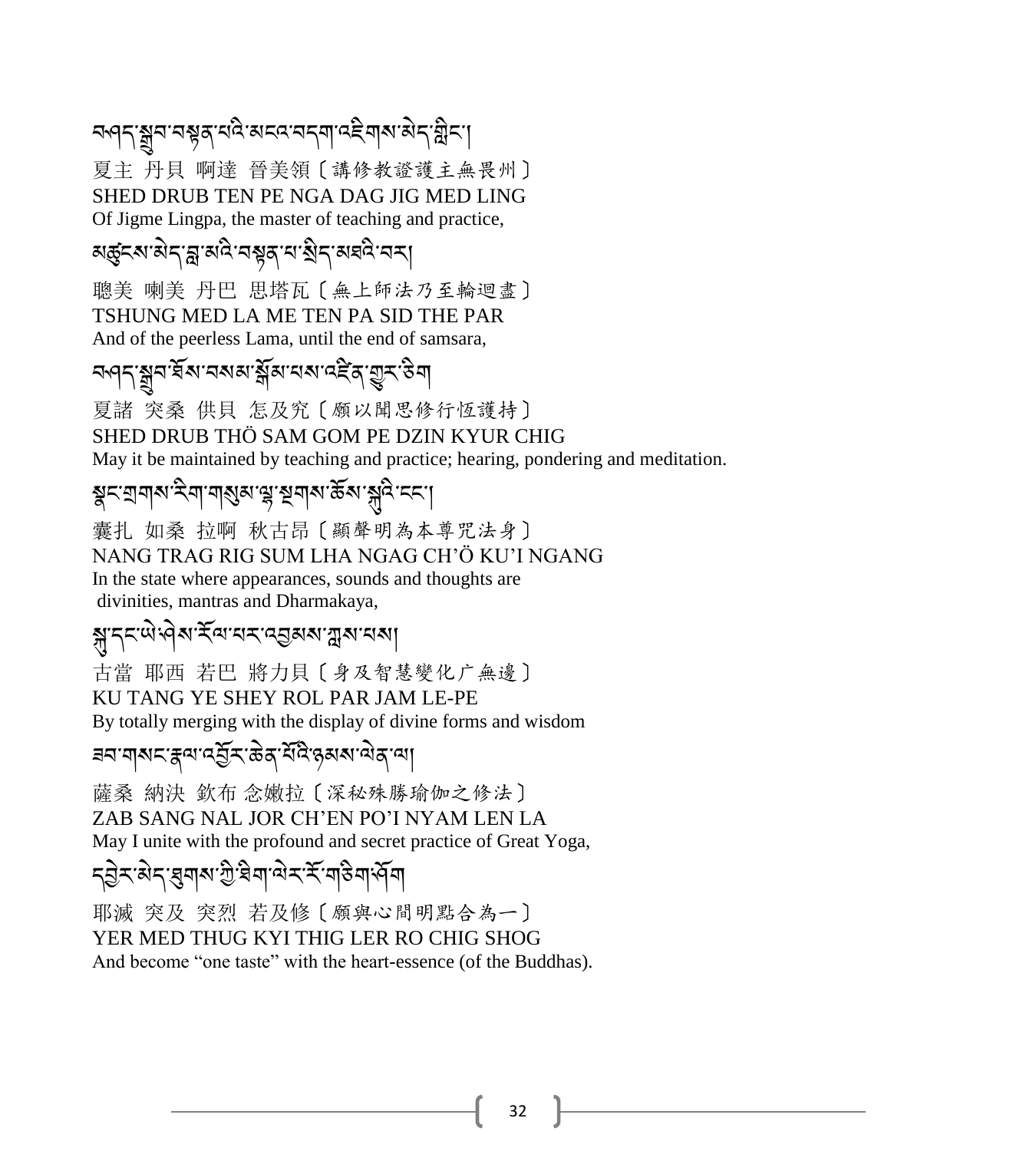བཤད་སྒྲུབ་བསྟན་པའི་མངའ་བདག་འཇིགས་མེད་གླིང་།

夏主 丹貝 啊達 晉美領〔講修教證護主無畏州〕

SHED DRUB TEN PE NGA DAG JIG MED LING

Of Jigme Lingpa, the master of teaching and practice,

མཚུངས་མེད་བླ་མའི་བསྟན་པ་སྲིད་མཐའི་བར།

聰美 喇美 丹巴 思塔瓦〔無上師法乃至輪迴盡〕

TSHUNG MED LA ME TEN PA SID THE PAR

And of the peerless Lama, until the end of samsara,

བཤད་སྒྲུབ་ཐོས་བསམ་སྒོམ་པས་འཛིན་གྱུར་ཅིག

夏諸 突桑 供貝 怎及究〔願以聞思修行恆護持〕

SHED DRUB THÖ SAM GOM PE DZIN KYUR CHIG

May it be maintained by teaching and practice; hearing, pondering and meditation.

སྣང་གྲགས་རིག་གསུམ་ལྷ་སྔགས་ཆོས་སྐུའི་ངང་།

囊扎 如桑 拉啊 秋古昂〔顯聲明為本尊咒法身〕

NANG TRAG RIG SUM LHA NGAG CH'Ö KU'I NGANG

In the state where appearances, sounds and thoughts are divinities, mantras and Dharmakaya,

སྐུ་དང་ཡེ་ཤེས་རོལ་པར་འབྱམས་ཀླས་པས།

古當 耶西 若巴 將力貝〔身及智慧變化广無邊〕

KU TANG YE SHEY ROL PAR JAM LE-PE

By totally merging with the display of divine forms and wisdom

ཟབ་གསང་རྣལ་འབྱོར་ཆེན་པོའི་ཉམས་ལེན་ལ།

薩桑 納決 欽布 念嫩拉〔深秘殊勝瑜伽之修法〕

ZAB SANG NAL JOR CH'EN PO'I NYAM LEN LA

May I unite with the profound and secret practice of Great Yoga,

དབྱེར་མེད་ཐུགས་ཀྱི་ཐིག་ལེར་རོ་གཅིག་ཤོག

耶滅 突及 突烈 若及修〔願與心間明點合為一〕

YER MED THUG KYI THIG LER RO CHIG SHOG

And become "one taste" with the heart-essence (of the Buddhas).